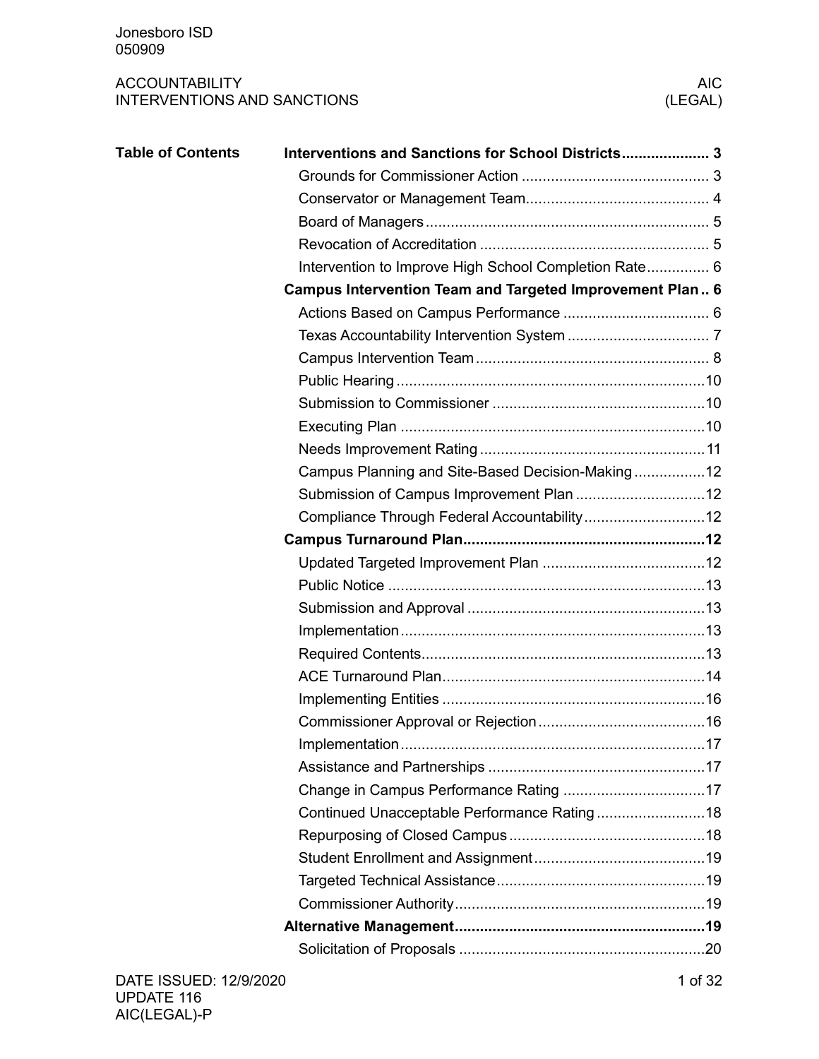Jonesboro ISD
050909

ACCOUNTABILITY
INTERVENTIONS AND SANCTIONS

AIC
(LEGAL)

## Table of Contents

**Interventions and Sanctions for School Districts ..................... 3**

- Grounds for Commissioner Action ............................................ 3
- Conservator or Management Team............................................ 4
- Board of Managers.................................................................... 5
- Revocation of Accreditation ...................................................... 5
- Intervention to Improve High School Completion Rate............... 6

**Campus Intervention Team and Targeted Improvement Plan .. 6**

- Actions Based on Campus Performance ................................... 6
- Texas Accountability Intervention System .................................. 7
- Campus Intervention Team ........................................................ 8
- Public Hearing ..........................................................................10
- Submission to Commissioner ...................................................10
- Executing Plan .........................................................................10
- Needs Improvement Rating ......................................................11
- Campus Planning and Site-Based Decision-Making .................12
- Submission of Campus Improvement Plan ...............................12
- Compliance Through Federal Accountability.............................12

**Campus Turnaround Plan..........................................................12**

- Updated Targeted Improvement Plan .......................................12
- Public Notice ............................................................................13
- Submission and Approval .........................................................13
- Implementation .........................................................................13
- Required Contents....................................................................13
- ACE Turnaround Plan...............................................................14
- Implementing Entities ...............................................................16
- Commissioner Approval or Rejection ........................................16
- Implementation .........................................................................17
- Assistance and Partnerships ....................................................17
- Change in Campus Performance Rating ..................................17
- Continued Unacceptable Performance Rating ..........................18
- Repurposing of Closed Campus ...............................................18
- Student Enrollment and Assignment .........................................19
- Targeted Technical Assistance..................................................19
- Commissioner Authority............................................................19

**Alternative Management...........................................................19**

- Solicitation of Proposals ...........................................................20

DATE ISSUED: 12/9/2020
UPDATE 116
AIC(LEGAL)-P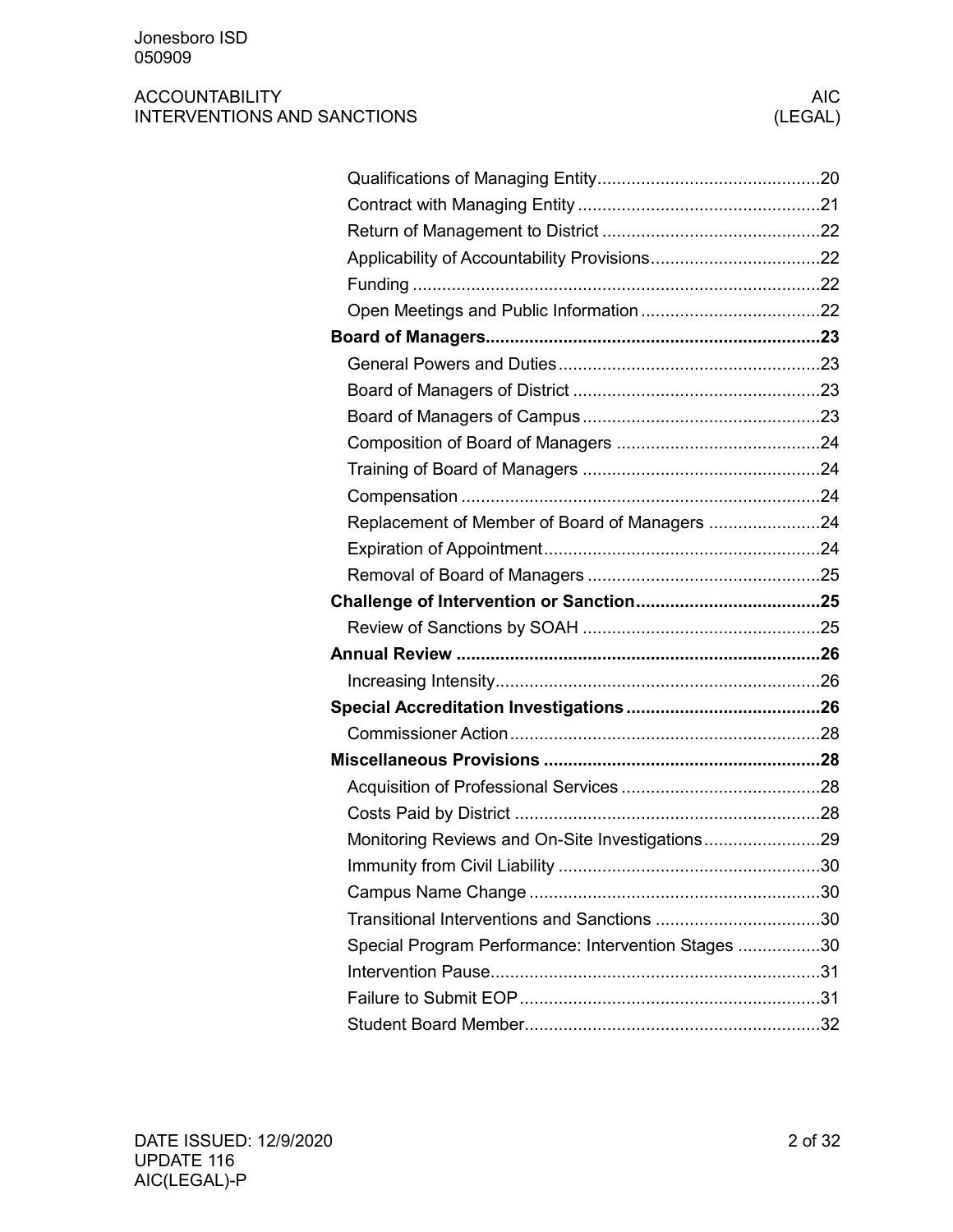Qualifications of Managing Entity.............................................20
Contract with Managing Entity.................................................21
Return of Management to District............................................22
Applicability of Accountability Provisions..................................22
Funding...................................................................................22
Open Meetings and Public Information.....................................22

**Board of Managers.....................................................................23**

General Powers and Duties.....................................................23
Board of Managers of District..................................................23
Board of Managers of Campus................................................23
Composition of Board of Managers.........................................24
Training of Board of Managers................................................24
Compensation.........................................................................24
Replacement of Member of Board of Managers......................24
Expiration of Appointment.......................................................24
Removal of Board of Managers...............................................25

**Challenge of Intervention or Sanction......................................25**

Review of Sanctions by SOAH................................................25

**Annual Review..........................................................................26**

Increasing Intensity..................................................................26

**Special Accreditation Investigations........................................26**

Commissioner Action...............................................................28

**Miscellaneous Provisions.........................................................28**

Acquisition of Professional Services........................................28
Costs Paid by District..............................................................28
Monitoring Reviews and On-Site Investigations.......................29
Immunity from Civil Liability.....................................................30
Campus Name Change...........................................................30
Transitional Interventions and Sanctions.................................30
Special Program Performance: Intervention Stages................30
Intervention Pause...................................................................31
Failure to Submit EOP.............................................................31
Student Board Member............................................................32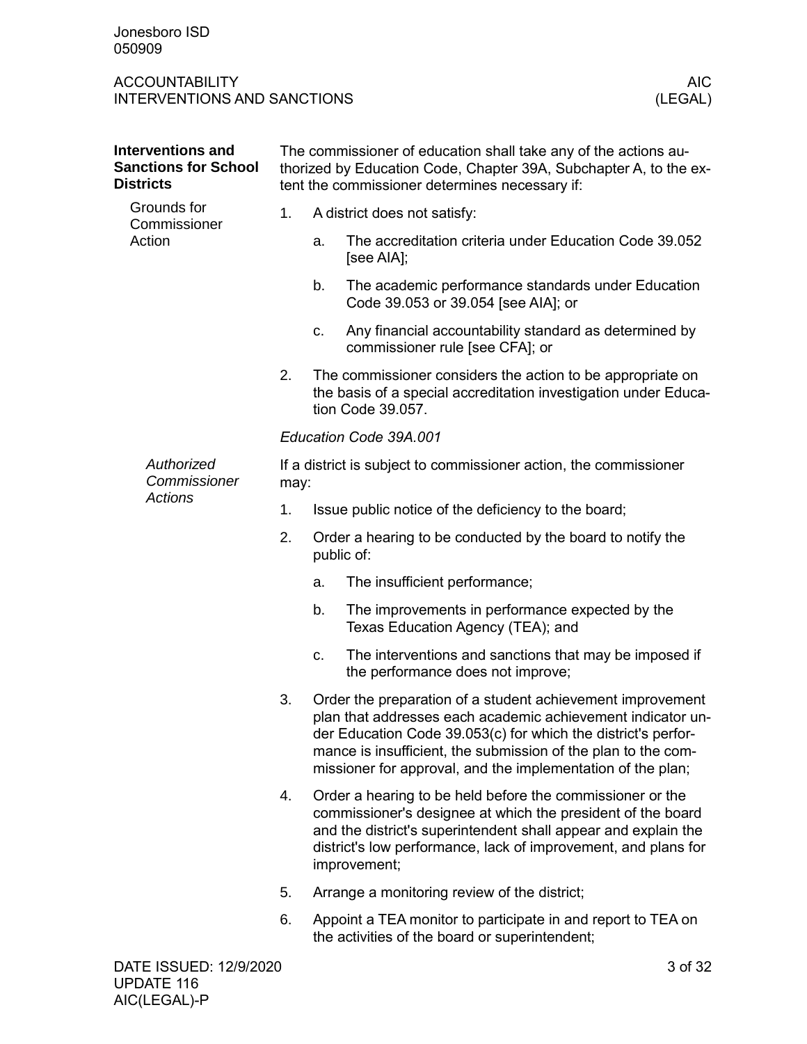## Interventions and Sanctions for School Districts

### Grounds for Commissioner Action

The commissioner of education shall take any of the actions authorized by Education Code, Chapter 39A, Subchapter A, to the extent the commissioner determines necessary if:

1. A district does not satisfy:
   a. The accreditation criteria under Education Code 39.052 [see AIA];
   b. The academic performance standards under Education Code 39.053 or 39.054 [see AIA]; or
   c. Any financial accountability standard as determined by commissioner rule [see CFA]; or
2. The commissioner considers the action to be appropriate on the basis of a special accreditation investigation under Education Code 39.057.

*Education Code 39A.001*

#### *Authorized Commissioner Actions*

If a district is subject to commissioner action, the commissioner may:

1. Issue public notice of the deficiency to the board;
2. Order a hearing to be conducted by the board to notify the public of:
   a. The insufficient performance;
   b. The improvements in performance expected by the Texas Education Agency (TEA); and
   c. The interventions and sanctions that may be imposed if the performance does not improve;
3. Order the preparation of a student achievement improvement plan that addresses each academic achievement indicator under Education Code 39.053(c) for which the district's performance is insufficient, the submission of the plan to the commissioner for approval, and the implementation of the plan;
4. Order a hearing to be held before the commissioner or the commissioner's designee at which the president of the board and the district's superintendent shall appear and explain the district's low performance, lack of improvement, and plans for improvement;
5. Arrange a monitoring review of the district;
6. Appoint a TEA monitor to participate in and report to TEA on the activities of the board or superintendent;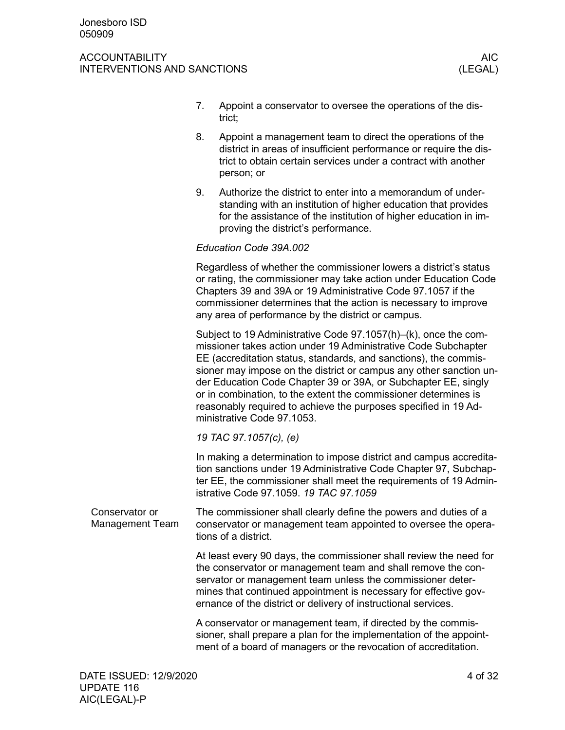7. Appoint a conservator to oversee the operations of the district;
8. Appoint a management team to direct the operations of the district in areas of insufficient performance or require the district to obtain certain services under a contract with another person; or
9. Authorize the district to enter into a memorandum of understanding with an institution of higher education that provides for the assistance of the institution of higher education in improving the district's performance.

*Education Code 39A.002*

Regardless of whether the commissioner lowers a district's status or rating, the commissioner may take action under Education Code Chapters 39 and 39A or 19 Administrative Code 97.1057 if the commissioner determines that the action is necessary to improve any area of performance by the district or campus.

Subject to 19 Administrative Code 97.1057(h)–(k), once the commissioner takes action under 19 Administrative Code Subchapter EE (accreditation status, standards, and sanctions), the commissioner may impose on the district or campus any other sanction under Education Code Chapter 39 or 39A, or Subchapter EE, singly or in combination, to the extent the commissioner determines is reasonably required to achieve the purposes specified in 19 Administrative Code 97.1053.

*19 TAC 97.1057(c), (e)*

In making a determination to impose district and campus accreditation sanctions under 19 Administrative Code Chapter 97, Subchapter EE, the commissioner shall meet the requirements of 19 Administrative Code 97.1059. *19 TAC 97.1059*

## Conservator or Management Team

The commissioner shall clearly define the powers and duties of a conservator or management team appointed to oversee the operations of a district.

At least every 90 days, the commissioner shall review the need for the conservator or management team and shall remove the conservator or management team unless the commissioner determines that continued appointment is necessary for effective governance of the district or delivery of instructional services.

A conservator or management team, if directed by the commissioner, shall prepare a plan for the implementation of the appointment of a board of managers or the revocation of accreditation.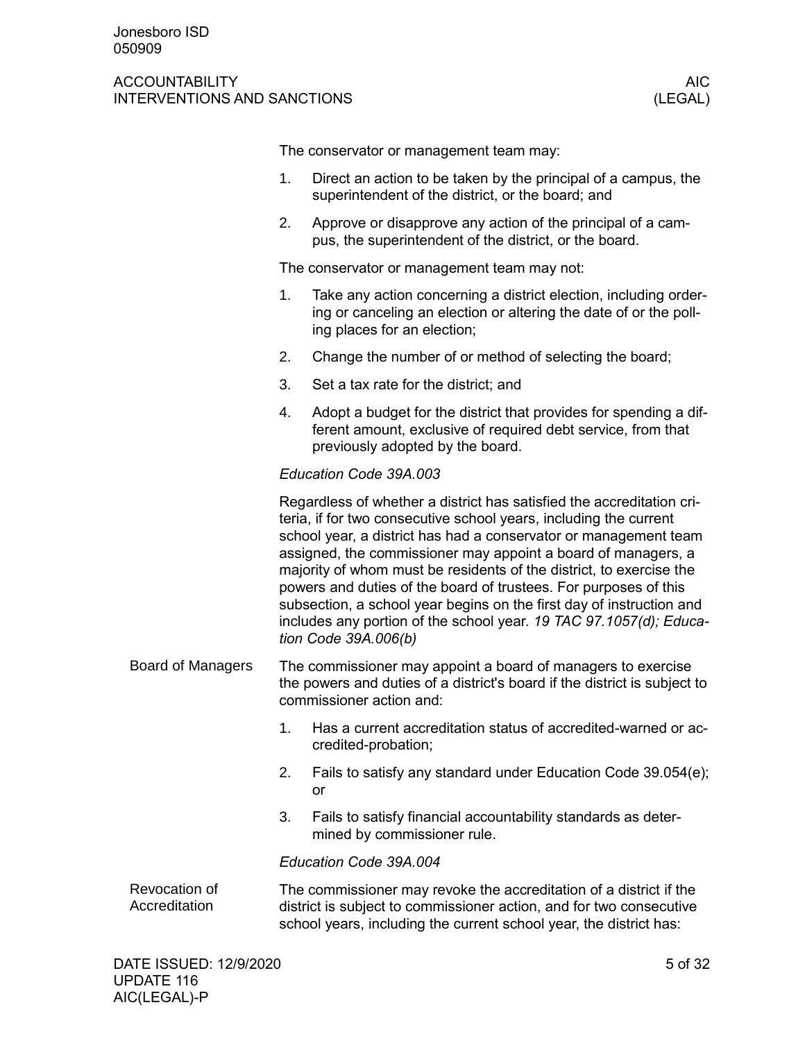The conservator or management team may:

1. Direct an action to be taken by the principal of a campus, the superintendent of the district, or the board; and
2. Approve or disapprove any action of the principal of a campus, the superintendent of the district, or the board.

The conservator or management team may not:

1. Take any action concerning a district election, including ordering or canceling an election or altering the date of or the polling places for an election;
2. Change the number of or method of selecting the board;
3. Set a tax rate for the district; and
4. Adopt a budget for the district that provides for spending a different amount, exclusive of required debt service, from that previously adopted by the board.

*Education Code 39A.003*

Regardless of whether a district has satisfied the accreditation criteria, if for two consecutive school years, including the current school year, a district has had a conservator or management team assigned, the commissioner may appoint a board of managers, a majority of whom must be residents of the district, to exercise the powers and duties of the board of trustees. For purposes of this subsection, a school year begins on the first day of instruction and includes any portion of the school year. *19 TAC 97.1057(d); Education Code 39A.006(b)*

## Board of Managers

The commissioner may appoint a board of managers to exercise the powers and duties of a district's board if the district is subject to commissioner action and:

1. Has a current accreditation status of accredited-warned or accredited-probation;
2. Fails to satisfy any standard under Education Code 39.054(e); or
3. Fails to satisfy financial accountability standards as determined by commissioner rule.

*Education Code 39A.004*

## Revocation of Accreditation

The commissioner may revoke the accreditation of a district if the district is subject to commissioner action, and for two consecutive school years, including the current school year, the district has: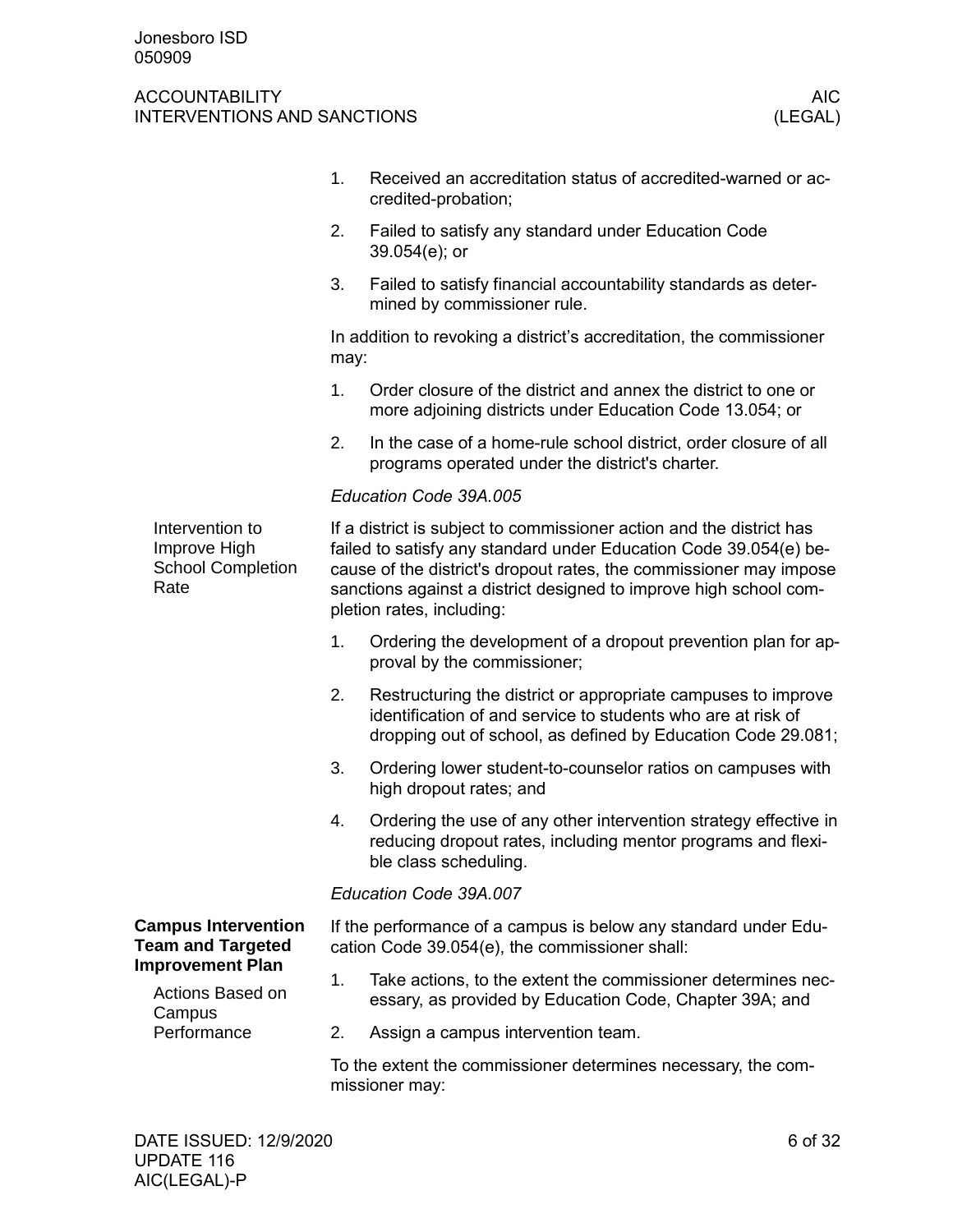1. Received an accreditation status of accredited-warned or accredited-probation;
2. Failed to satisfy any standard under Education Code 39.054(e); or
3. Failed to satisfy financial accountability standards as determined by commissioner rule.

In addition to revoking a district's accreditation, the commissioner may:

1. Order closure of the district and annex the district to one or more adjoining districts under Education Code 13.054; or
2. In the case of a home-rule school district, order closure of all programs operated under the district's charter.

*Education Code 39A.005*

#### Intervention to Improve High School Completion Rate

If a district is subject to commissioner action and the district has failed to satisfy any standard under Education Code 39.054(e) because of the district's dropout rates, the commissioner may impose sanctions against a district designed to improve high school completion rates, including:

1. Ordering the development of a dropout prevention plan for approval by the commissioner;
2. Restructuring the district or appropriate campuses to improve identification of and service to students who are at risk of dropping out of school, as defined by Education Code 29.081;
3. Ordering lower student-to-counselor ratios on campuses with high dropout rates; and
4. Ordering the use of any other intervention strategy effective in reducing dropout rates, including mentor programs and flexible class scheduling.

*Education Code 39A.007*

## Campus Intervention Team and Targeted Improvement Plan

#### Actions Based on Campus Performance

If the performance of a campus is below any standard under Education Code 39.054(e), the commissioner shall:

1. Take actions, to the extent the commissioner determines necessary, as provided by Education Code, Chapter 39A; and
2. Assign a campus intervention team.

To the extent the commissioner determines necessary, the commissioner may: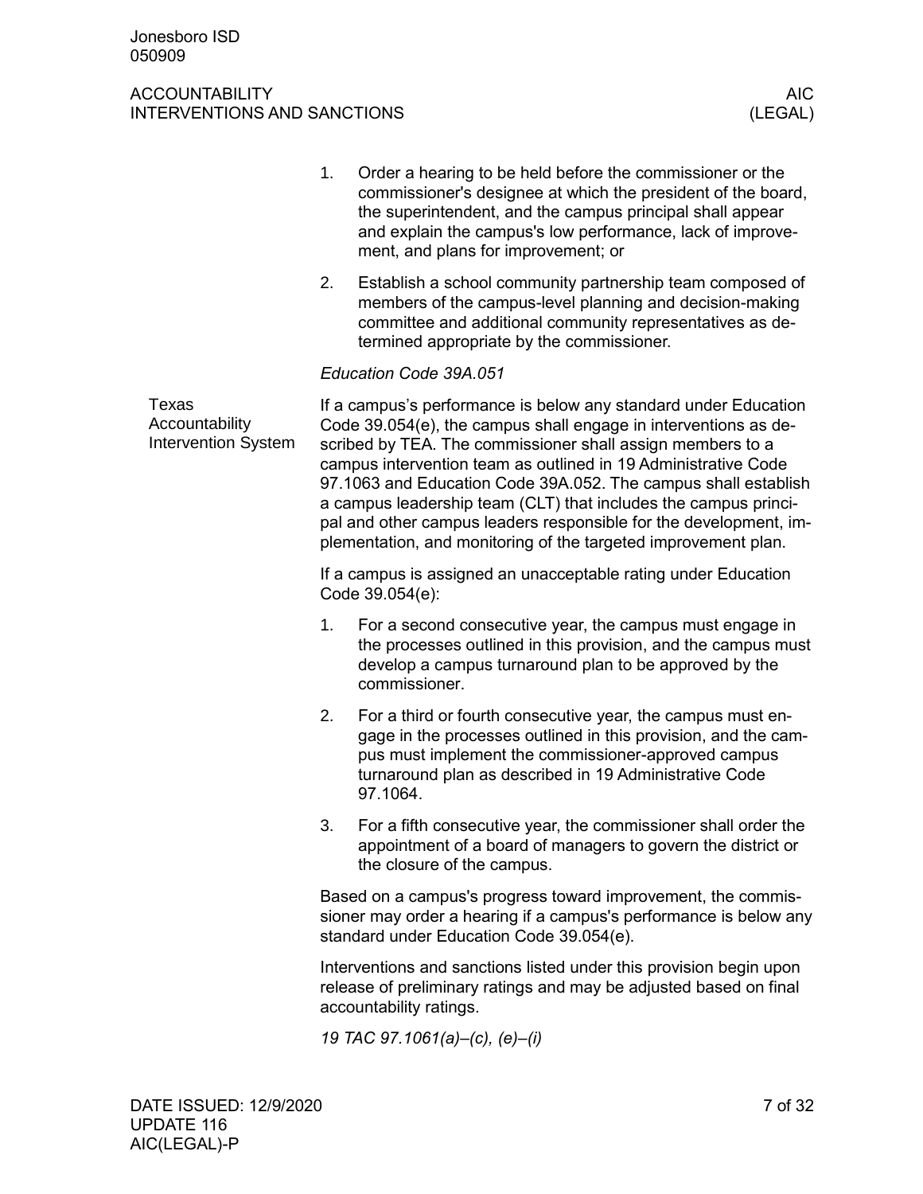1. Order a hearing to be held before the commissioner or the commissioner's designee at which the president of the board, the superintendent, and the campus principal shall appear and explain the campus's low performance, lack of improvement, and plans for improvement; or
2. Establish a school community partnership team composed of members of the campus-level planning and decision-making committee and additional community representatives as determined appropriate by the commissioner.

*Education Code 39A.051*

## Texas Accountability Intervention System

If a campus's performance is below any standard under Education Code 39.054(e), the campus shall engage in interventions as described by TEA. The commissioner shall assign members to a campus intervention team as outlined in 19 Administrative Code 97.1063 and Education Code 39A.052. The campus shall establish a campus leadership team (CLT) that includes the campus principal and other campus leaders responsible for the development, implementation, and monitoring of the targeted improvement plan.

If a campus is assigned an unacceptable rating under Education Code 39.054(e):

1. For a second consecutive year, the campus must engage in the processes outlined in this provision, and the campus must develop a campus turnaround plan to be approved by the commissioner.
2. For a third or fourth consecutive year, the campus must engage in the processes outlined in this provision, and the campus must implement the commissioner-approved campus turnaround plan as described in 19 Administrative Code 97.1064.
3. For a fifth consecutive year, the commissioner shall order the appointment of a board of managers to govern the district or the closure of the campus.

Based on a campus's progress toward improvement, the commissioner may order a hearing if a campus's performance is below any standard under Education Code 39.054(e).

Interventions and sanctions listed under this provision begin upon release of preliminary ratings and may be adjusted based on final accountability ratings.

*19 TAC 97.1061(a)–(c), (e)–(i)*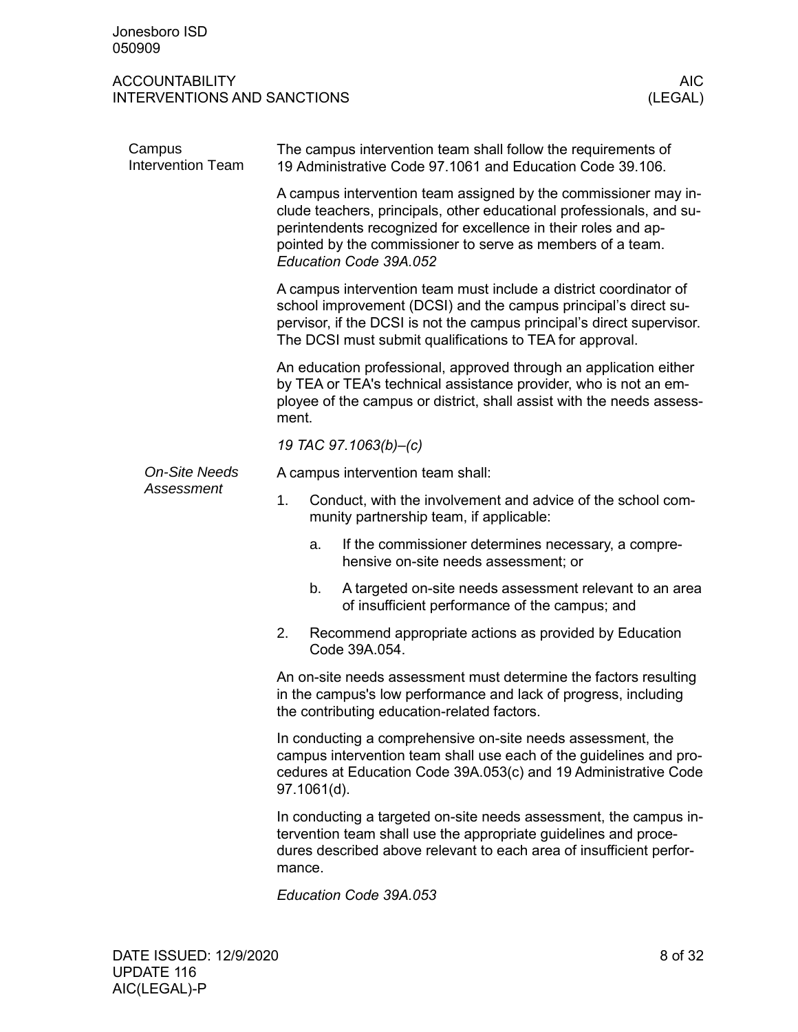## Campus Intervention Team

The campus intervention team shall follow the requirements of 19 Administrative Code 97.1061 and Education Code 39.106.

A campus intervention team assigned by the commissioner may include teachers, principals, other educational professionals, and superintendents recognized for excellence in their roles and appointed by the commissioner to serve as members of a team. *Education Code 39A.052*

A campus intervention team must include a district coordinator of school improvement (DCSI) and the campus principal's direct supervisor, if the DCSI is not the campus principal's direct supervisor. The DCSI must submit qualifications to TEA for approval.

An education professional, approved through an application either by TEA or TEA's technical assistance provider, who is not an employee of the campus or district, shall assist with the needs assessment.

*19 TAC 97.1063(b)–(c)*

### *On-Site Needs Assessment*

A campus intervention team shall:

1. Conduct, with the involvement and advice of the school community partnership team, if applicable:
   a. If the commissioner determines necessary, a comprehensive on-site needs assessment; or
   b. A targeted on-site needs assessment relevant to an area of insufficient performance of the campus; and
2. Recommend appropriate actions as provided by Education Code 39A.054.

An on-site needs assessment must determine the factors resulting in the campus's low performance and lack of progress, including the contributing education-related factors.

In conducting a comprehensive on-site needs assessment, the campus intervention team shall use each of the guidelines and procedures at Education Code 39A.053(c) and 19 Administrative Code 97.1061(d).

In conducting a targeted on-site needs assessment, the campus intervention team shall use the appropriate guidelines and procedures described above relevant to each area of insufficient performance.

*Education Code 39A.053*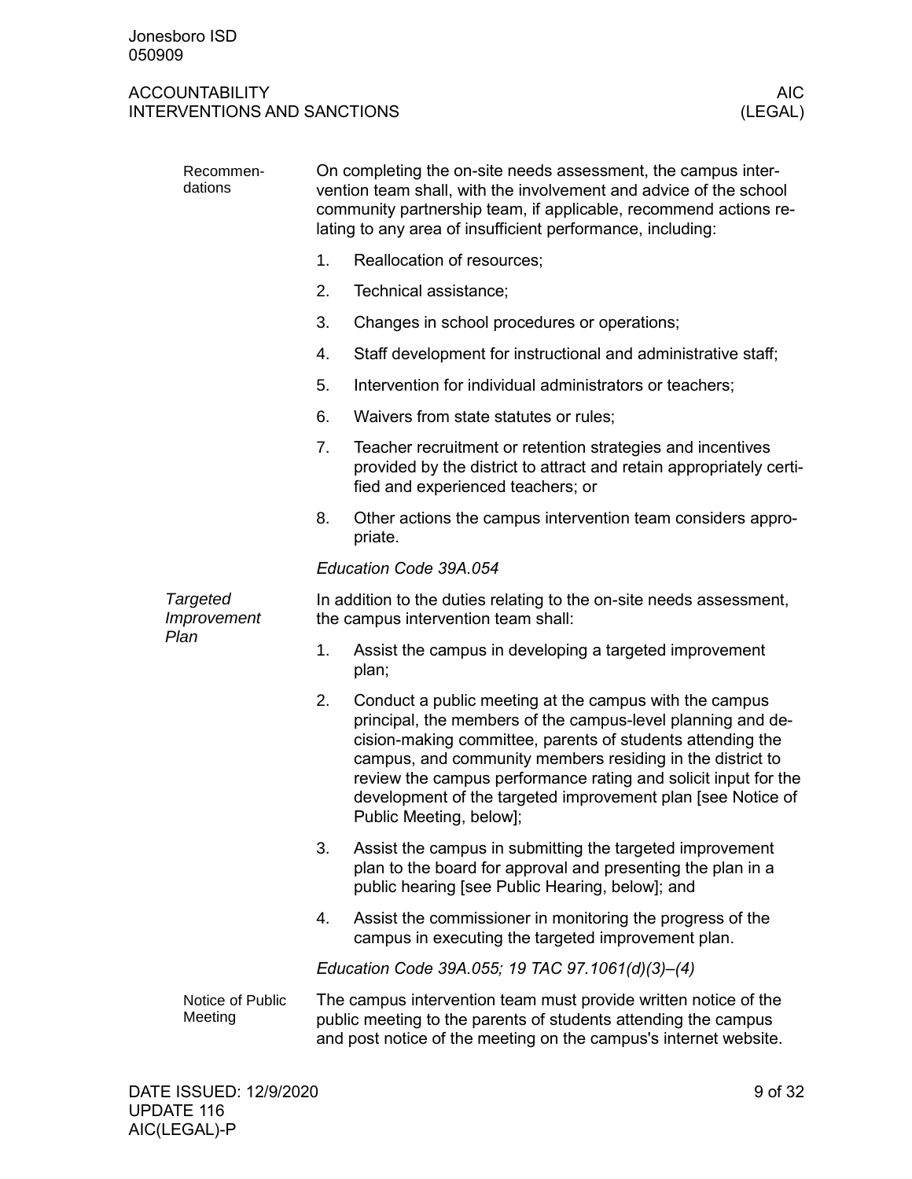#### Recommendations

On completing the on-site needs assessment, the campus intervention team shall, with the involvement and advice of the school community partnership team, if applicable, recommend actions relating to any area of insufficient performance, including:

1. Reallocation of resources;
2. Technical assistance;
3. Changes in school procedures or operations;
4. Staff development for instructional and administrative staff;
5. Intervention for individual administrators or teachers;
6. Waivers from state statutes or rules;
7. Teacher recruitment or retention strategies and incentives provided by the district to attract and retain appropriately certified and experienced teachers; or
8. Other actions the campus intervention team considers appropriate.

*Education Code 39A.054*

### *Targeted Improvement Plan*

In addition to the duties relating to the on-site needs assessment, the campus intervention team shall:

1. Assist the campus in developing a targeted improvement plan;
2. Conduct a public meeting at the campus with the campus principal, the members of the campus-level planning and decision-making committee, parents of students attending the campus, and community members residing in the district to review the campus performance rating and solicit input for the development of the targeted improvement plan [see Notice of Public Meeting, below];
3. Assist the campus in submitting the targeted improvement plan to the board for approval and presenting the plan in a public hearing [see Public Hearing, below]; and
4. Assist the commissioner in monitoring the progress of the campus in executing the targeted improvement plan.

*Education Code 39A.055; 19 TAC 97.1061(d)(3)–(4)*

#### Notice of Public Meeting

The campus intervention team must provide written notice of the public meeting to the parents of students attending the campus and post notice of the meeting on the campus's internet website.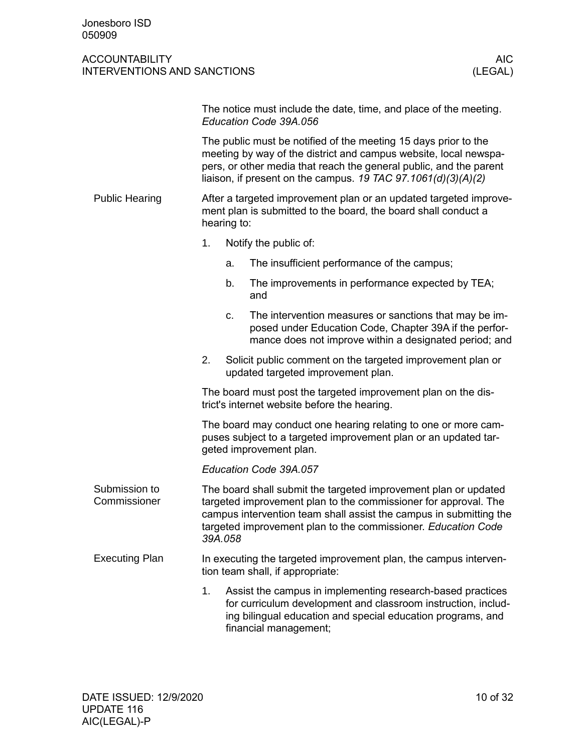The notice must include the date, time, and place of the meeting. *Education Code 39A.056*

The public must be notified of the meeting 15 days prior to the meeting by way of the district and campus website, local newspapers, or other media that reach the general public, and the parent liaison, if present on the campus. *19 TAC 97.1061(d)(3)(A)(2)*

## Public Hearing

After a targeted improvement plan or an updated targeted improvement plan is submitted to the board, the board shall conduct a hearing to:

1. Notify the public of:
    a. The insufficient performance of the campus;
    b. The improvements in performance expected by TEA; and
    c. The intervention measures or sanctions that may be imposed under Education Code, Chapter 39A if the performance does not improve within a designated period; and
2. Solicit public comment on the targeted improvement plan or updated targeted improvement plan.

The board must post the targeted improvement plan on the district's internet website before the hearing.

The board may conduct one hearing relating to one or more campuses subject to a targeted improvement plan or an updated targeted improvement plan.

*Education Code 39A.057*

## Submission to Commissioner

The board shall submit the targeted improvement plan or updated targeted improvement plan to the commissioner for approval. The campus intervention team shall assist the campus in submitting the targeted improvement plan to the commissioner. *Education Code 39A.058*

## Executing Plan

In executing the targeted improvement plan, the campus intervention team shall, if appropriate:

1. Assist the campus in implementing research-based practices for curriculum development and classroom instruction, including bilingual education and special education programs, and financial management;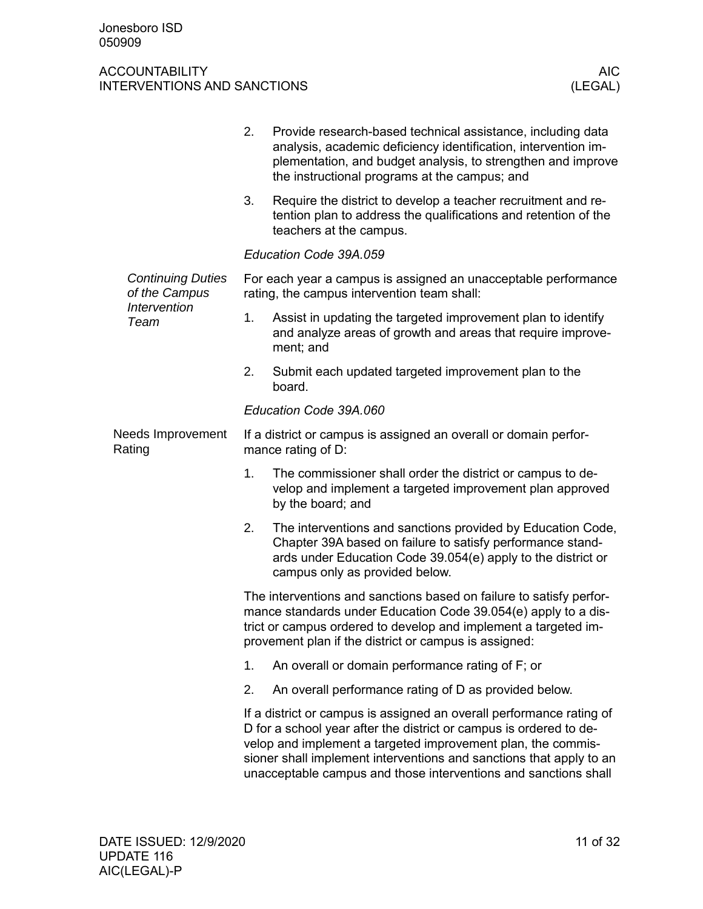2. Provide research-based technical assistance, including data analysis, academic deficiency identification, intervention implementation, and budget analysis, to strengthen and improve the instructional programs at the campus; and
3. Require the district to develop a teacher recruitment and retention plan to address the qualifications and retention of the teachers at the campus.

*Education Code 39A.059*

### *Continuing Duties of the Campus Intervention Team*

For each year a campus is assigned an unacceptable performance rating, the campus intervention team shall:

1. Assist in updating the targeted improvement plan to identify and analyze areas of growth and areas that require improvement; and
2. Submit each updated targeted improvement plan to the board.

*Education Code 39A.060*

## Needs Improvement Rating

If a district or campus is assigned an overall or domain performance rating of D:

1. The commissioner shall order the district or campus to develop and implement a targeted improvement plan approved by the board; and
2. The interventions and sanctions provided by Education Code, Chapter 39A based on failure to satisfy performance standards under Education Code 39.054(e) apply to the district or campus only as provided below.

The interventions and sanctions based on failure to satisfy performance standards under Education Code 39.054(e) apply to a district or campus ordered to develop and implement a targeted improvement plan if the district or campus is assigned:

1. An overall or domain performance rating of F; or
2. An overall performance rating of D as provided below.

If a district or campus is assigned an overall performance rating of D for a school year after the district or campus is ordered to develop and implement a targeted improvement plan, the commissioner shall implement interventions and sanctions that apply to an unacceptable campus and those interventions and sanctions shall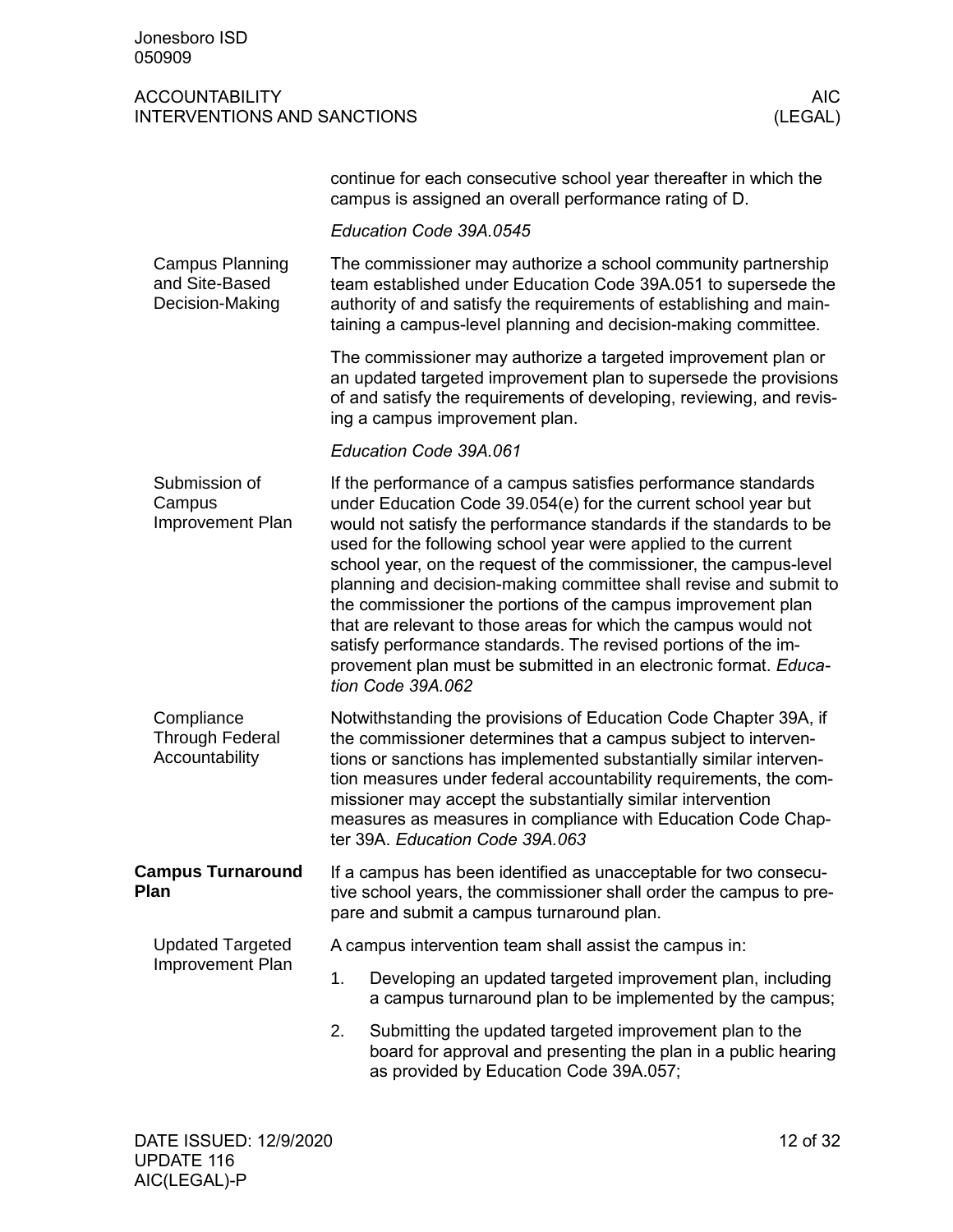continue for each consecutive school year thereafter in which the campus is assigned an overall performance rating of D.

*Education Code 39A.0545*

### Campus Planning and Site-Based Decision-Making

The commissioner may authorize a school community partnership team established under Education Code 39A.051 to supersede the authority of and satisfy the requirements of establishing and maintaining a campus-level planning and decision-making committee.

The commissioner may authorize a targeted improvement plan or an updated targeted improvement plan to supersede the provisions of and satisfy the requirements of developing, reviewing, and revising a campus improvement plan.

*Education Code 39A.061*

### Submission of Campus Improvement Plan

If the performance of a campus satisfies performance standards under Education Code 39.054(e) for the current school year but would not satisfy the performance standards if the standards to be used for the following school year were applied to the current school year, on the request of the commissioner, the campus-level planning and decision-making committee shall revise and submit to the commissioner the portions of the campus improvement plan that are relevant to those areas for which the campus would not satisfy performance standards. The revised portions of the improvement plan must be submitted in an electronic format. *Education Code 39A.062*

### Compliance Through Federal Accountability

Notwithstanding the provisions of Education Code Chapter 39A, if the commissioner determines that a campus subject to interventions or sanctions has implemented substantially similar intervention measures under federal accountability requirements, the commissioner may accept the substantially similar intervention measures as measures in compliance with Education Code Chapter 39A. *Education Code 39A.063*

## Campus Turnaround Plan

If a campus has been identified as unacceptable for two consecutive school years, the commissioner shall order the campus to prepare and submit a campus turnaround plan.

### Updated Targeted Improvement Plan

A campus intervention team shall assist the campus in:

1. Developing an updated targeted improvement plan, including a campus turnaround plan to be implemented by the campus;
2. Submitting the updated targeted improvement plan to the board for approval and presenting the plan in a public hearing as provided by Education Code 39A.057;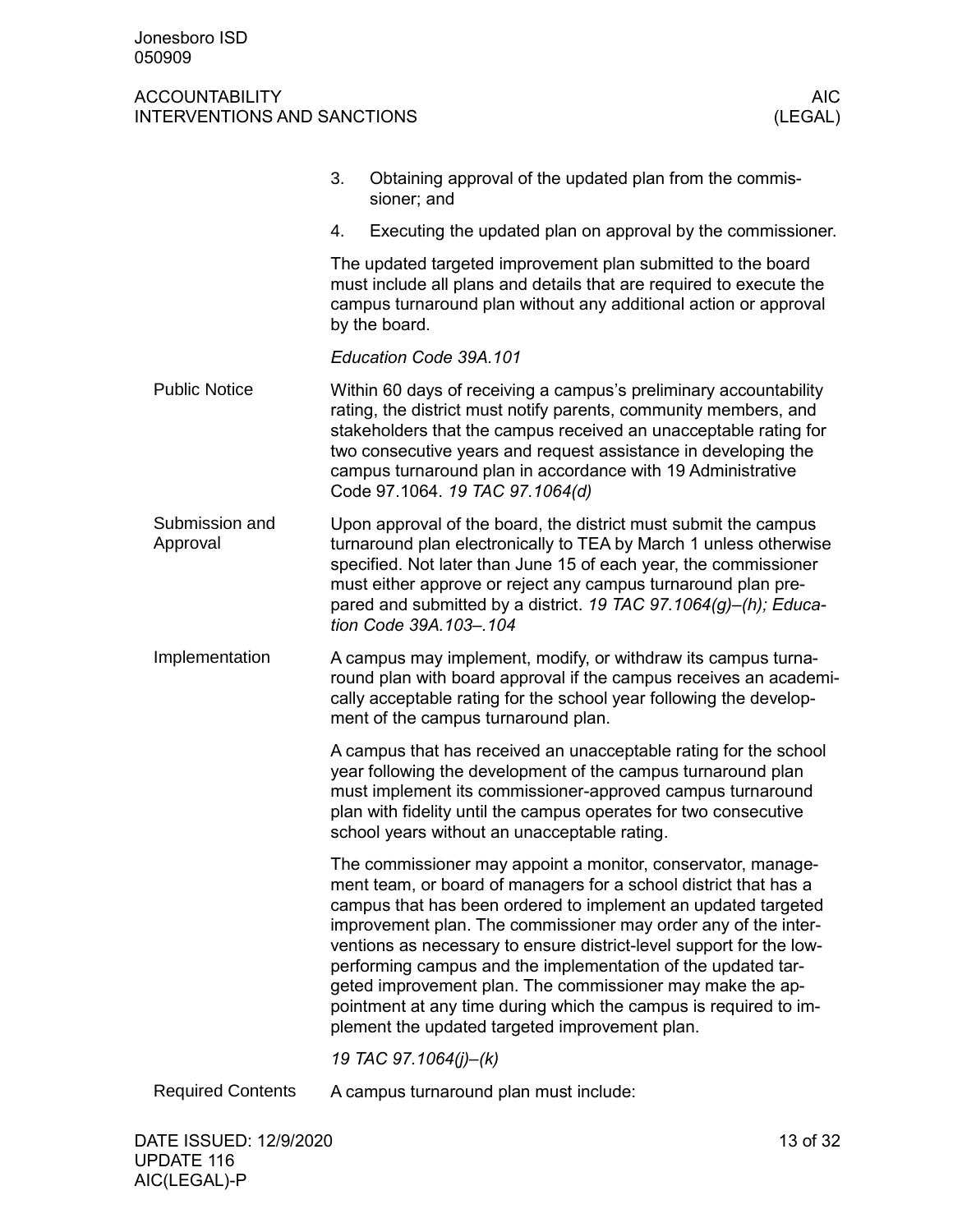3. Obtaining approval of the updated plan from the commissioner; and
4. Executing the updated plan on approval by the commissioner.

The updated targeted improvement plan submitted to the board must include all plans and details that are required to execute the campus turnaround plan without any additional action or approval by the board.

*Education Code 39A.101*

### Public Notice

Within 60 days of receiving a campus's preliminary accountability rating, the district must notify parents, community members, and stakeholders that the campus received an unacceptable rating for two consecutive years and request assistance in developing the campus turnaround plan in accordance with 19 Administrative Code 97.1064. *19 TAC 97.1064(d)*

### Submission and Approval

Upon approval of the board, the district must submit the campus turnaround plan electronically to TEA by March 1 unless otherwise specified. Not later than June 15 of each year, the commissioner must either approve or reject any campus turnaround plan prepared and submitted by a district. *19 TAC 97.1064(g)–(h); Education Code 39A.103–.104*

### Implementation

A campus may implement, modify, or withdraw its campus turnaround plan with board approval if the campus receives an academically acceptable rating for the school year following the development of the campus turnaround plan.

A campus that has received an unacceptable rating for the school year following the development of the campus turnaround plan must implement its commissioner-approved campus turnaround plan with fidelity until the campus operates for two consecutive school years without an unacceptable rating.

The commissioner may appoint a monitor, conservator, management team, or board of managers for a school district that has a campus that has been ordered to implement an updated targeted improvement plan. The commissioner may order any of the interventions as necessary to ensure district-level support for the low-performing campus and the implementation of the updated targeted improvement plan. The commissioner may make the appointment at any time during which the campus is required to implement the updated targeted improvement plan.

*19 TAC 97.1064(j)–(k)*

### Required Contents

A campus turnaround plan must include: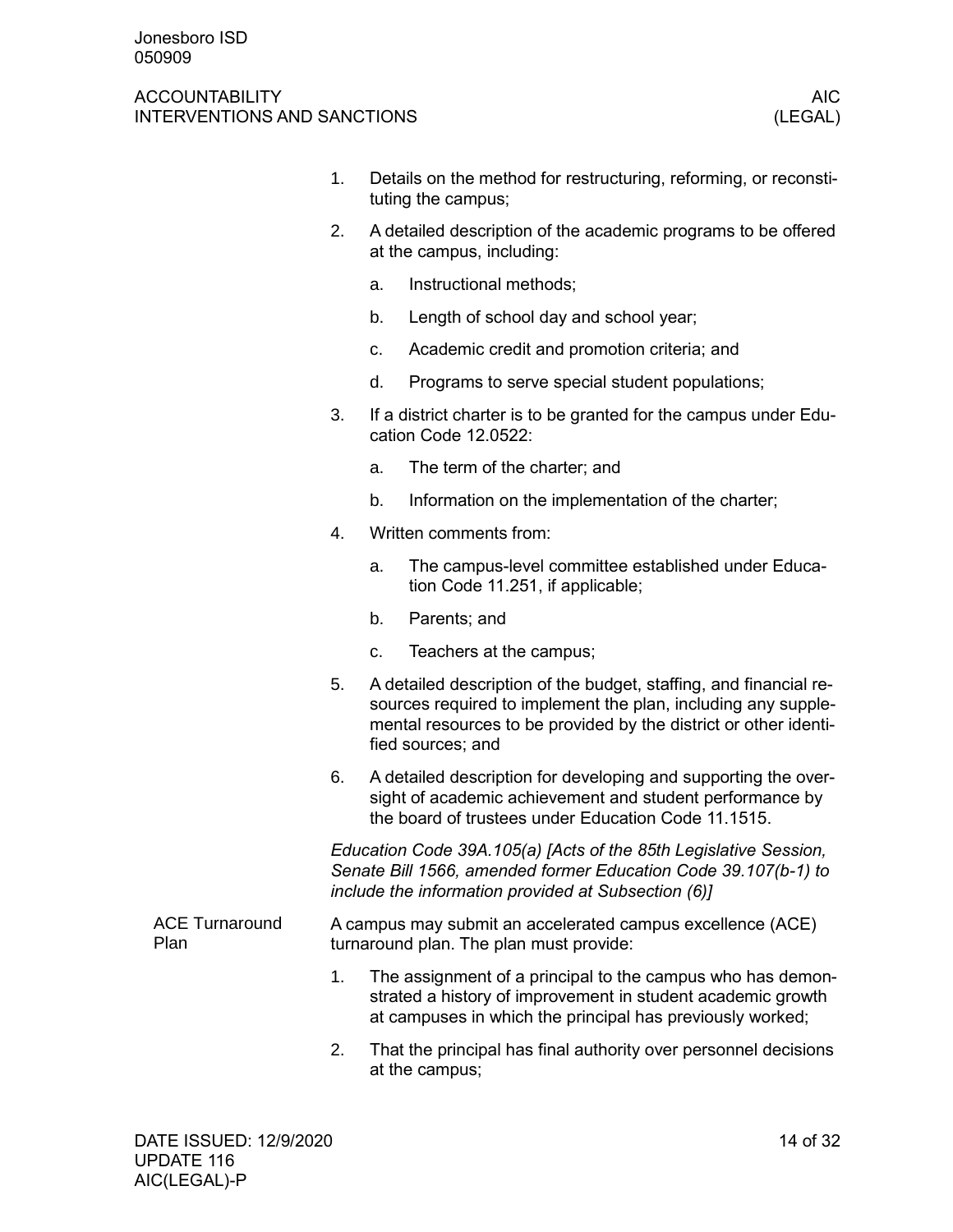1. Details on the method for restructuring, reforming, or reconstituting the campus;
2. A detailed description of the academic programs to be offered at the campus, including:
   a. Instructional methods;
   b. Length of school day and school year;
   c. Academic credit and promotion criteria; and
   d. Programs to serve special student populations;
3. If a district charter is to be granted for the campus under Education Code 12.0522:
   a. The term of the charter; and
   b. Information on the implementation of the charter;
4. Written comments from:
   a. The campus-level committee established under Education Code 11.251, if applicable;
   b. Parents; and
   c. Teachers at the campus;
5. A detailed description of the budget, staffing, and financial resources required to implement the plan, including any supplemental resources to be provided by the district or other identified sources; and
6. A detailed description for developing and supporting the oversight of academic achievement and student performance by the board of trustees under Education Code 11.1515.

*Education Code 39A.105(a) [Acts of the 85th Legislative Session, Senate Bill 1566, amended former Education Code 39.107(b-1) to include the information provided at Subsection (6)]*

## ACE Turnaround Plan

A campus may submit an accelerated campus excellence (ACE) turnaround plan. The plan must provide:

1. The assignment of a principal to the campus who has demonstrated a history of improvement in student academic growth at campuses in which the principal has previously worked;
2. That the principal has final authority over personnel decisions at the campus;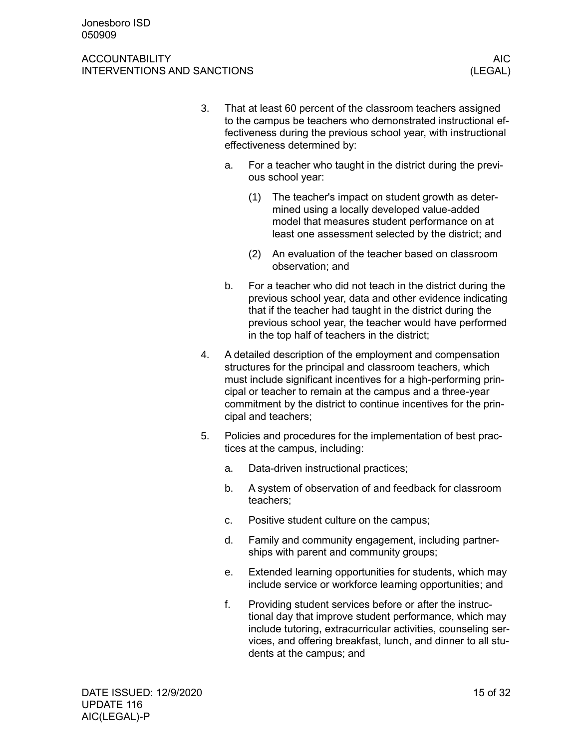3. That at least 60 percent of the classroom teachers assigned to the campus be teachers who demonstrated instructional effectiveness during the previous school year, with instructional effectiveness determined by:

   a. For a teacher who taught in the district during the previous school year:

      (1) The teacher's impact on student growth as determined using a locally developed value-added model that measures student performance on at least one assessment selected by the district; and

      (2) An evaluation of the teacher based on classroom observation; and

   b. For a teacher who did not teach in the district during the previous school year, data and other evidence indicating that if the teacher had taught in the district during the previous school year, the teacher would have performed in the top half of teachers in the district;

4. A detailed description of the employment and compensation structures for the principal and classroom teachers, which must include significant incentives for a high-performing principal or teacher to remain at the campus and a three-year commitment by the district to continue incentives for the principal and teachers;

5. Policies and procedures for the implementation of best practices at the campus, including:

   a. Data-driven instructional practices;

   b. A system of observation of and feedback for classroom teachers;

   c. Positive student culture on the campus;

   d. Family and community engagement, including partnerships with parent and community groups;

   e. Extended learning opportunities for students, which may include service or workforce learning opportunities; and

   f. Providing student services before or after the instructional day that improve student performance, which may include tutoring, extracurricular activities, counseling services, and offering breakfast, lunch, and dinner to all students at the campus; and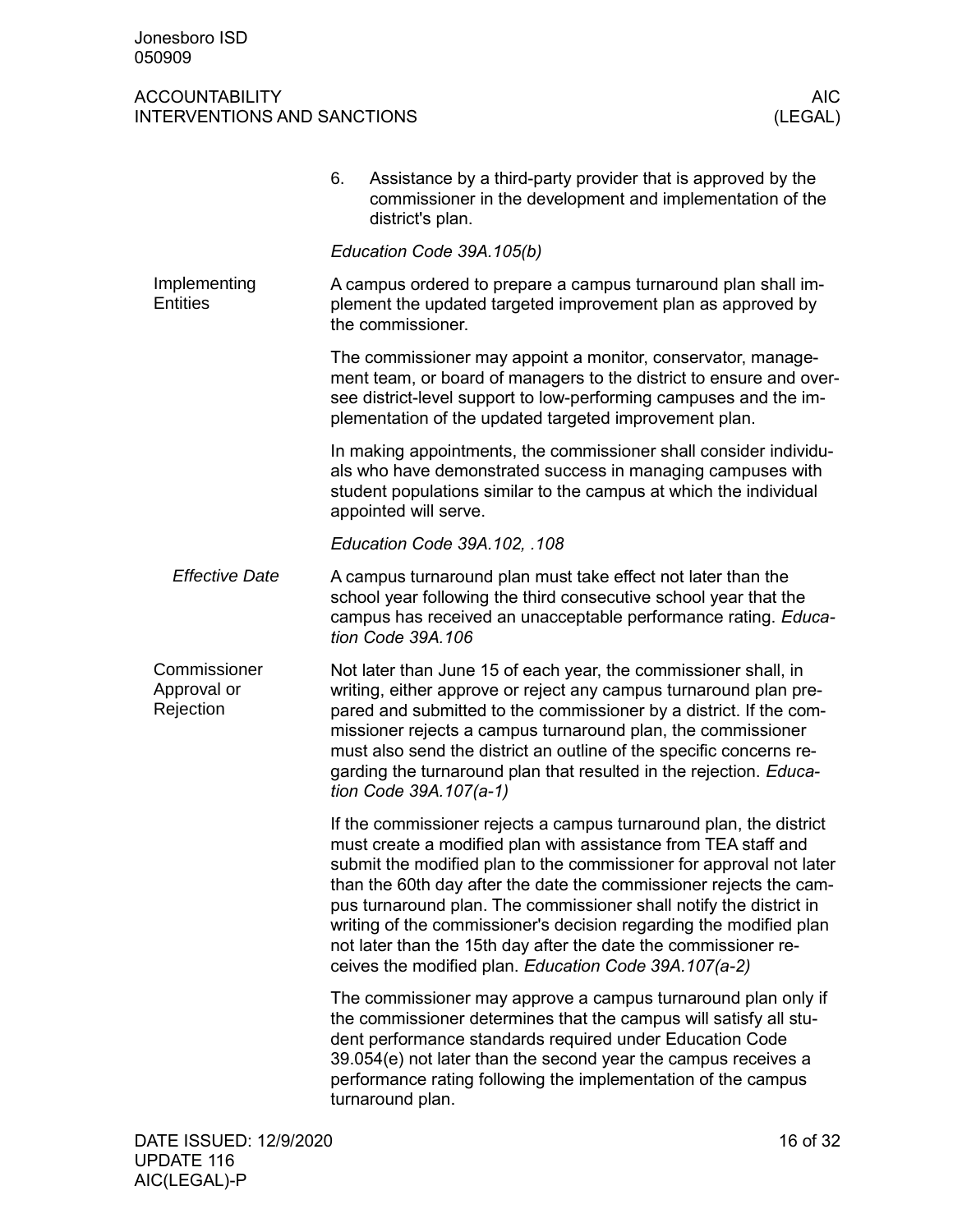6. Assistance by a third-party provider that is approved by the commissioner in the development and implementation of the district's plan.

*Education Code 39A.105(b)*

## Implementing Entities

A campus ordered to prepare a campus turnaround plan shall implement the updated targeted improvement plan as approved by the commissioner.

The commissioner may appoint a monitor, conservator, management team, or board of managers to the district to ensure and oversee district-level support to low-performing campuses and the implementation of the updated targeted improvement plan.

In making appointments, the commissioner shall consider individuals who have demonstrated success in managing campuses with student populations similar to the campus at which the individual appointed will serve.

*Education Code 39A.102, .108*

### *Effective Date*

A campus turnaround plan must take effect not later than the school year following the third consecutive school year that the campus has received an unacceptable performance rating. *Education Code 39A.106*

## Commissioner Approval or Rejection

Not later than June 15 of each year, the commissioner shall, in writing, either approve or reject any campus turnaround plan prepared and submitted to the commissioner by a district. If the commissioner rejects a campus turnaround plan, the commissioner must also send the district an outline of the specific concerns regarding the turnaround plan that resulted in the rejection. *Education Code 39A.107(a-1)*

If the commissioner rejects a campus turnaround plan, the district must create a modified plan with assistance from TEA staff and submit the modified plan to the commissioner for approval not later than the 60th day after the date the commissioner rejects the campus turnaround plan. The commissioner shall notify the district in writing of the commissioner's decision regarding the modified plan not later than the 15th day after the date the commissioner receives the modified plan. *Education Code 39A.107(a-2)*

The commissioner may approve a campus turnaround plan only if the commissioner determines that the campus will satisfy all student performance standards required under Education Code 39.054(e) not later than the second year the campus receives a performance rating following the implementation of the campus turnaround plan.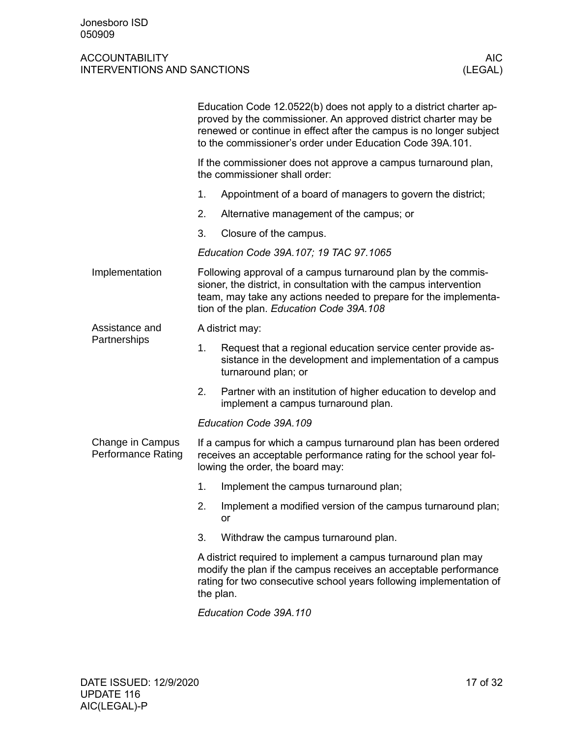Education Code 12.0522(b) does not apply to a district charter approved by the commissioner. An approved district charter may be renewed or continue in effect after the campus is no longer subject to the commissioner's order under Education Code 39A.101.

If the commissioner does not approve a campus turnaround plan, the commissioner shall order:

1. Appointment of a board of managers to govern the district;
2. Alternative management of the campus; or
3. Closure of the campus.

*Education Code 39A.107; 19 TAC 97.1065*

### Implementation

Following approval of a campus turnaround plan by the commissioner, the district, in consultation with the campus intervention team, may take any actions needed to prepare for the implementation of the plan. *Education Code 39A.108*

### Assistance and Partnerships

A district may:

1. Request that a regional education service center provide assistance in the development and implementation of a campus turnaround plan; or
2. Partner with an institution of higher education to develop and implement a campus turnaround plan.

*Education Code 39A.109*

### Change in Campus Performance Rating

If a campus for which a campus turnaround plan has been ordered receives an acceptable performance rating for the school year following the order, the board may:

1. Implement the campus turnaround plan;
2. Implement a modified version of the campus turnaround plan; or
3. Withdraw the campus turnaround plan.

A district required to implement a campus turnaround plan may modify the plan if the campus receives an acceptable performance rating for two consecutive school years following implementation of the plan.

*Education Code 39A.110*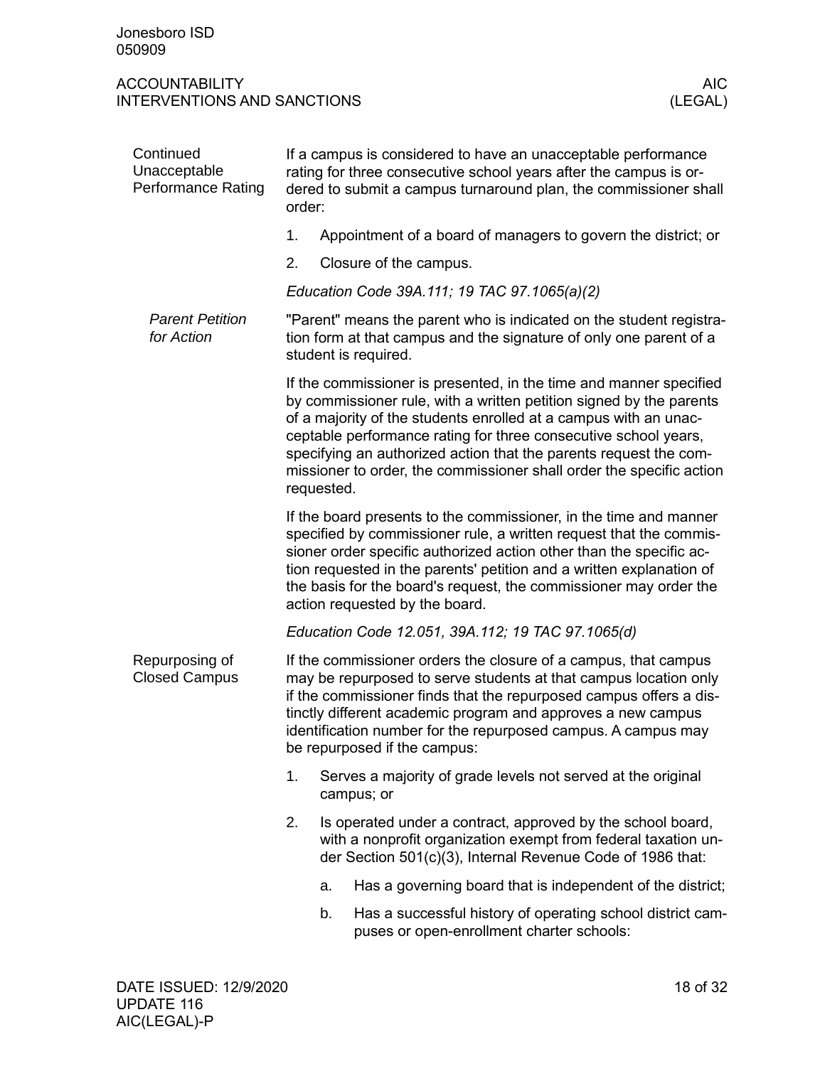## Continued Unacceptable Performance Rating

If a campus is considered to have an unacceptable performance rating for three consecutive school years after the campus is ordered to submit a campus turnaround plan, the commissioner shall order:

1. Appointment of a board of managers to govern the district; or
2. Closure of the campus.

*Education Code 39A.111; 19 TAC 97.1065(a)(2)*

### *Parent Petition for Action*

"Parent" means the parent who is indicated on the student registration form at that campus and the signature of only one parent of a student is required.

If the commissioner is presented, in the time and manner specified by commissioner rule, with a written petition signed by the parents of a majority of the students enrolled at a campus with an unacceptable performance rating for three consecutive school years, specifying an authorized action that the parents request the commissioner to order, the commissioner shall order the specific action requested.

If the board presents to the commissioner, in the time and manner specified by commissioner rule, a written request that the commissioner order specific authorized action other than the specific action requested in the parents' petition and a written explanation of the basis for the board's request, the commissioner may order the action requested by the board.

*Education Code 12.051, 39A.112; 19 TAC 97.1065(d)*

## Repurposing of Closed Campus

If the commissioner orders the closure of a campus, that campus may be repurposed to serve students at that campus location only if the commissioner finds that the repurposed campus offers a distinctly different academic program and approves a new campus identification number for the repurposed campus. A campus may be repurposed if the campus:

1. Serves a majority of grade levels not served at the original campus; or
2. Is operated under a contract, approved by the school board, with a nonprofit organization exempt from federal taxation under Section 501(c)(3), Internal Revenue Code of 1986 that:
   a. Has a governing board that is independent of the district;
   b. Has a successful history of operating school district campuses or open-enrollment charter schools: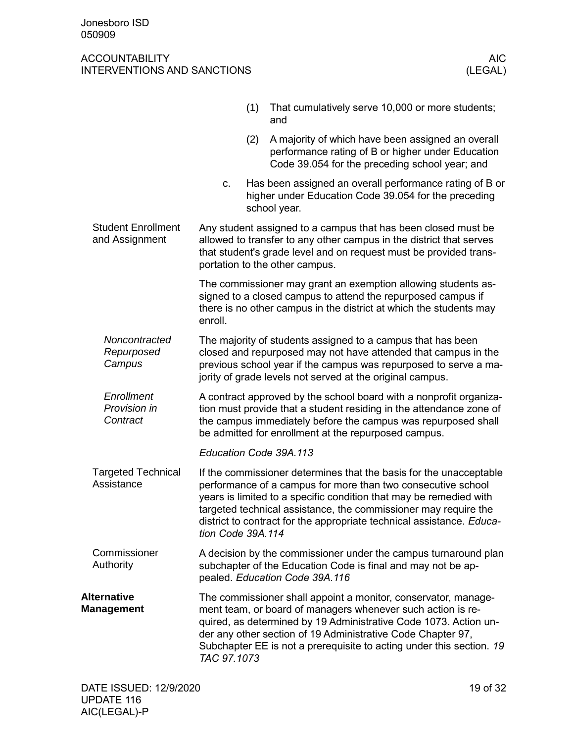(1) That cumulatively serve 10,000 or more students; and

(2) A majority of which have been assigned an overall performance rating of B or higher under Education Code 39.054 for the preceding school year; and

c. Has been assigned an overall performance rating of B or higher under Education Code 39.054 for the preceding school year.

**Student Enrollment and Assignment**

Any student assigned to a campus that has been closed must be allowed to transfer to any other campus in the district that serves that student's grade level and on request must be provided transportation to the other campus.

The commissioner may grant an exemption allowing students assigned to a closed campus to attend the repurposed campus if there is no other campus in the district at which the students may enroll.

*Noncontracted Repurposed Campus*

The majority of students assigned to a campus that has been closed and repurposed may not have attended that campus in the previous school year if the campus was repurposed to serve a majority of grade levels not served at the original campus.

*Enrollment Provision in Contract*

A contract approved by the school board with a nonprofit organization must provide that a student residing in the attendance zone of the campus immediately before the campus was repurposed shall be admitted for enrollment at the repurposed campus.

*Education Code 39A.113*

**Targeted Technical Assistance**

If the commissioner determines that the basis for the unacceptable performance of a campus for more than two consecutive school years is limited to a specific condition that may be remedied with targeted technical assistance, the commissioner may require the district to contract for the appropriate technical assistance. *Education Code 39A.114*

**Commissioner Authority**

A decision by the commissioner under the campus turnaround plan subchapter of the Education Code is final and may not be appealed. *Education Code 39A.116*

## Alternative Management

The commissioner shall appoint a monitor, conservator, management team, or board of managers whenever such action is required, as determined by 19 Administrative Code 1073. Action under any other section of 19 Administrative Code Chapter 97, Subchapter EE is not a prerequisite to acting under this section. *19 TAC 97.1073*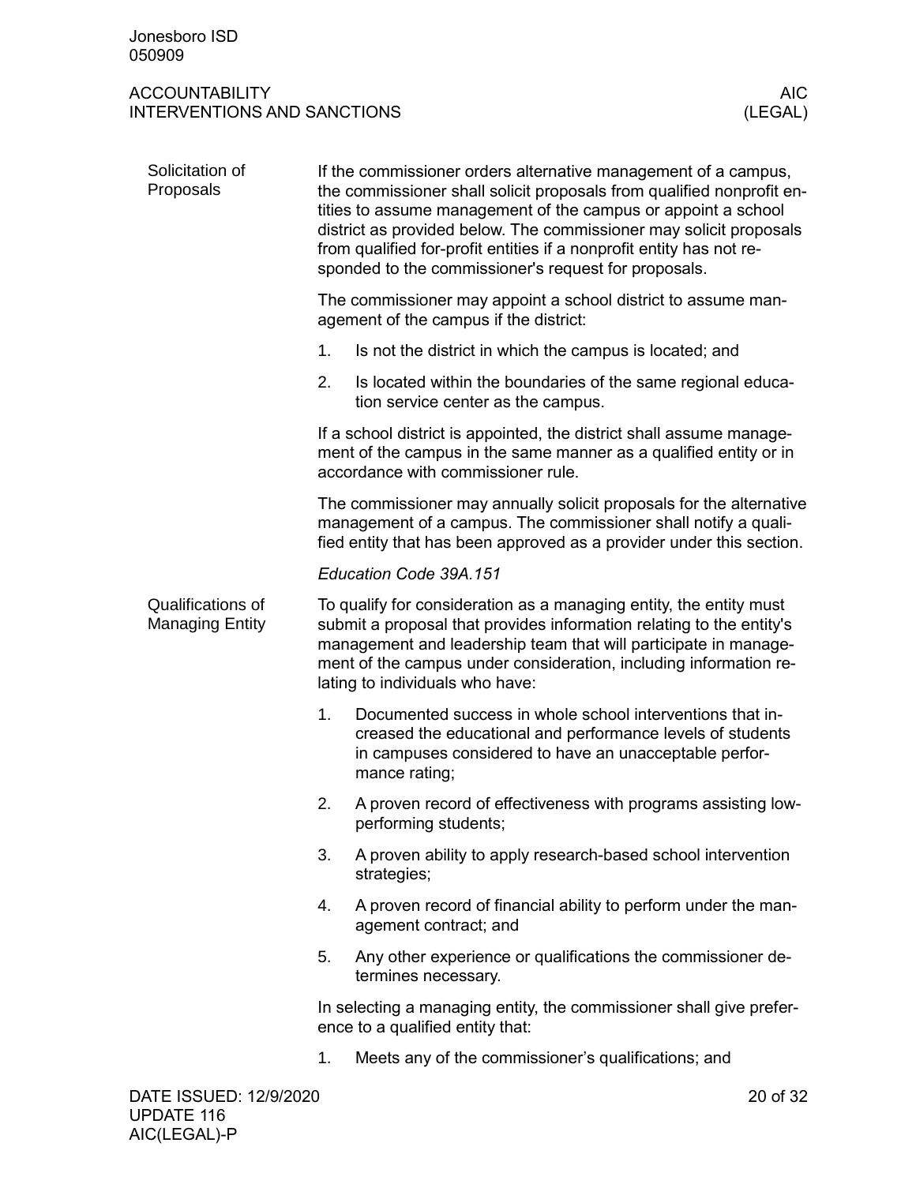## Solicitation of Proposals

If the commissioner orders alternative management of a campus, the commissioner shall solicit proposals from qualified nonprofit entities to assume management of the campus or appoint a school district as provided below. The commissioner may solicit proposals from qualified for-profit entities if a nonprofit entity has not responded to the commissioner's request for proposals.

The commissioner may appoint a school district to assume management of the campus if the district:

1. Is not the district in which the campus is located; and
2. Is located within the boundaries of the same regional education service center as the campus.

If a school district is appointed, the district shall assume management of the campus in the same manner as a qualified entity or in accordance with commissioner rule.

The commissioner may annually solicit proposals for the alternative management of a campus. The commissioner shall notify a qualified entity that has been approved as a provider under this section.

*Education Code 39A.151*

## Qualifications of Managing Entity

To qualify for consideration as a managing entity, the entity must submit a proposal that provides information relating to the entity's management and leadership team that will participate in management of the campus under consideration, including information relating to individuals who have:

1. Documented success in whole school interventions that increased the educational and performance levels of students in campuses considered to have an unacceptable performance rating;
2. A proven record of effectiveness with programs assisting low-performing students;
3. A proven ability to apply research-based school intervention strategies;
4. A proven record of financial ability to perform under the management contract; and
5. Any other experience or qualifications the commissioner determines necessary.

In selecting a managing entity, the commissioner shall give preference to a qualified entity that:

1. Meets any of the commissioner's qualifications; and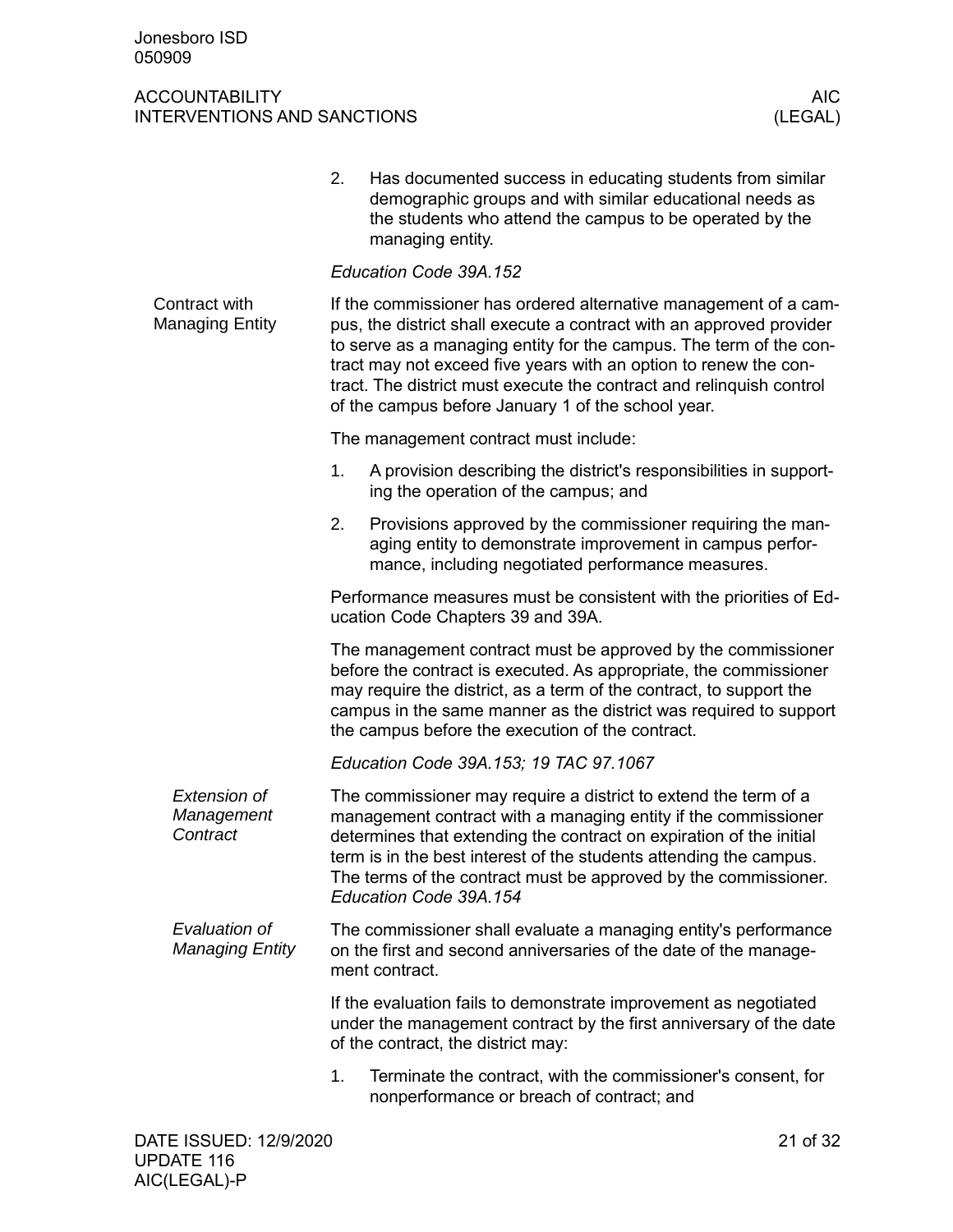2. Has documented success in educating students from similar demographic groups and with similar educational needs as the students who attend the campus to be operated by the managing entity.

*Education Code 39A.152*

## Contract with Managing Entity

If the commissioner has ordered alternative management of a campus, the district shall execute a contract with an approved provider to serve as a managing entity for the campus. The term of the contract may not exceed five years with an option to renew the contract. The district must execute the contract and relinquish control of the campus before January 1 of the school year.

The management contract must include:

1. A provision describing the district's responsibilities in supporting the operation of the campus; and
2. Provisions approved by the commissioner requiring the managing entity to demonstrate improvement in campus performance, including negotiated performance measures.

Performance measures must be consistent with the priorities of Education Code Chapters 39 and 39A.

The management contract must be approved by the commissioner before the contract is executed. As appropriate, the commissioner may require the district, as a term of the contract, to support the campus in the same manner as the district was required to support the campus before the execution of the contract.

*Education Code 39A.153; 19 TAC 97.1067*

### *Extension of Management Contract*

The commissioner may require a district to extend the term of a management contract with a managing entity if the commissioner determines that extending the contract on expiration of the initial term is in the best interest of the students attending the campus. The terms of the contract must be approved by the commissioner. *Education Code 39A.154*

### *Evaluation of Managing Entity*

The commissioner shall evaluate a managing entity's performance on the first and second anniversaries of the date of the management contract.

If the evaluation fails to demonstrate improvement as negotiated under the management contract by the first anniversary of the date of the contract, the district may:

1. Terminate the contract, with the commissioner's consent, for nonperformance or breach of contract; and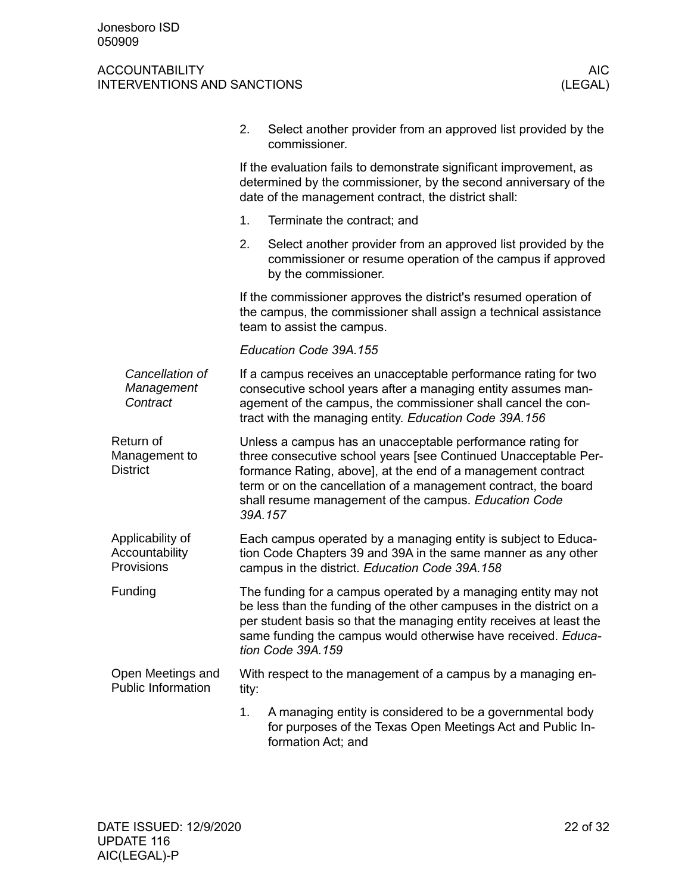2. Select another provider from an approved list provided by the commissioner.

If the evaluation fails to demonstrate significant improvement, as determined by the commissioner, by the second anniversary of the date of the management contract, the district shall:

1. Terminate the contract; and
2. Select another provider from an approved list provided by the commissioner or resume operation of the campus if approved by the commissioner.

If the commissioner approves the district's resumed operation of the campus, the commissioner shall assign a technical assistance team to assist the campus.

*Education Code 39A.155*

#### *Cancellation of Management Contract*

If a campus receives an unacceptable performance rating for two consecutive school years after a managing entity assumes management of the campus, the commissioner shall cancel the contract with the managing entity. *Education Code 39A.156*

### Return of Management to District

Unless a campus has an unacceptable performance rating for three consecutive school years [see Continued Unacceptable Performance Rating, above], at the end of a management contract term or on the cancellation of a management contract, the board shall resume management of the campus. *Education Code 39A.157*

### Applicability of Accountability Provisions

Each campus operated by a managing entity is subject to Education Code Chapters 39 and 39A in the same manner as any other campus in the district. *Education Code 39A.158*

### Funding

The funding for a campus operated by a managing entity may not be less than the funding of the other campuses in the district on a per student basis so that the managing entity receives at least the same funding the campus would otherwise have received. *Education Code 39A.159*

### Open Meetings and Public Information

With respect to the management of a campus by a managing entity:

1. A managing entity is considered to be a governmental body for purposes of the Texas Open Meetings Act and Public Information Act; and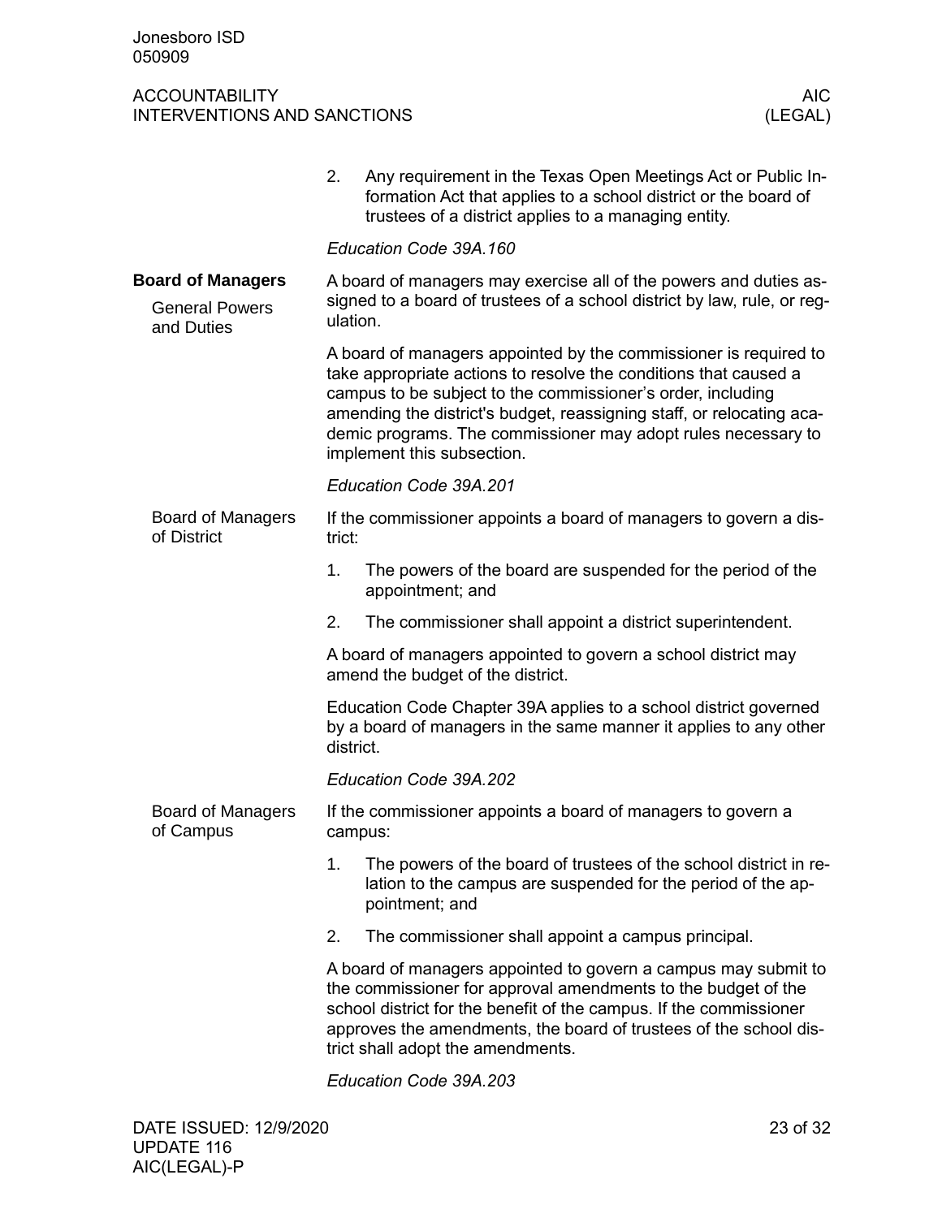2. Any requirement in the Texas Open Meetings Act or Public Information Act that applies to a school district or the board of trustees of a district applies to a managing entity.

*Education Code 39A.160*

## Board of Managers

### General Powers and Duties

A board of managers may exercise all of the powers and duties assigned to a board of trustees of a school district by law, rule, or regulation.

A board of managers appointed by the commissioner is required to take appropriate actions to resolve the conditions that caused a campus to be subject to the commissioner's order, including amending the district's budget, reassigning staff, or relocating academic programs. The commissioner may adopt rules necessary to implement this subsection.

*Education Code 39A.201*

### Board of Managers of District

If the commissioner appoints a board of managers to govern a district:

1. The powers of the board are suspended for the period of the appointment; and
2. The commissioner shall appoint a district superintendent.

A board of managers appointed to govern a school district may amend the budget of the district.

Education Code Chapter 39A applies to a school district governed by a board of managers in the same manner it applies to any other district.

*Education Code 39A.202*

### Board of Managers of Campus

If the commissioner appoints a board of managers to govern a campus:

1. The powers of the board of trustees of the school district in relation to the campus are suspended for the period of the appointment; and
2. The commissioner shall appoint a campus principal.

A board of managers appointed to govern a campus may submit to the commissioner for approval amendments to the budget of the school district for the benefit of the campus. If the commissioner approves the amendments, the board of trustees of the school district shall adopt the amendments.

*Education Code 39A.203*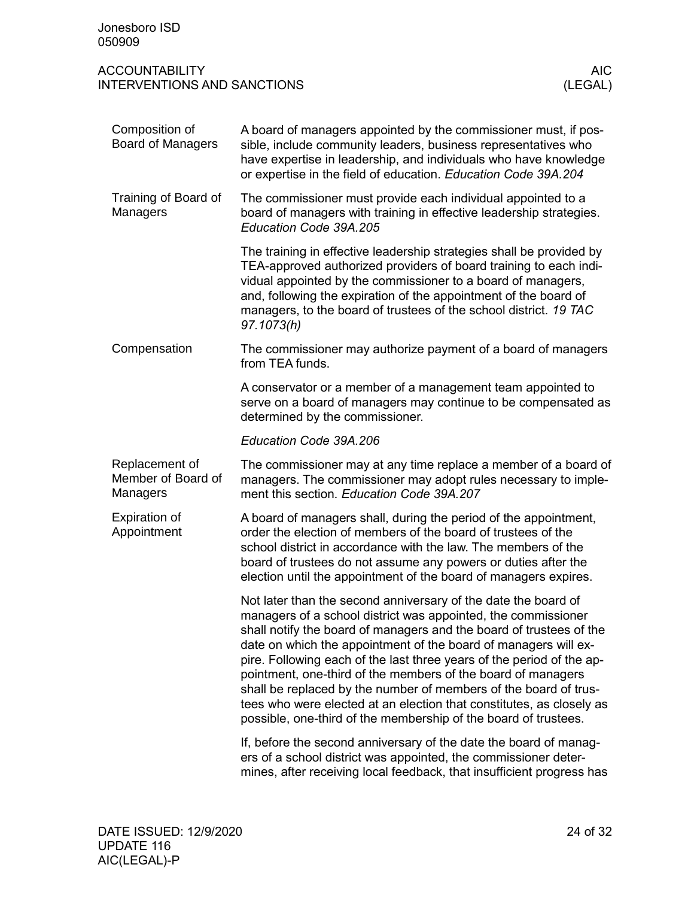## Composition of Board of Managers

A board of managers appointed by the commissioner must, if possible, include community leaders, business representatives who have expertise in leadership, and individuals who have knowledge or expertise in the field of education. *Education Code 39A.204*

## Training of Board of Managers

The commissioner must provide each individual appointed to a board of managers with training in effective leadership strategies. *Education Code 39A.205*

The training in effective leadership strategies shall be provided by TEA-approved authorized providers of board training to each individual appointed by the commissioner to a board of managers, and, following the expiration of the appointment of the board of managers, to the board of trustees of the school district. *19 TAC 97.1073(h)*

## Compensation

The commissioner may authorize payment of a board of managers from TEA funds.

A conservator or a member of a management team appointed to serve on a board of managers may continue to be compensated as determined by the commissioner.

*Education Code 39A.206*

## Replacement of Member of Board of Managers

The commissioner may at any time replace a member of a board of managers. The commissioner may adopt rules necessary to implement this section. *Education Code 39A.207*

## Expiration of Appointment

A board of managers shall, during the period of the appointment, order the election of members of the board of trustees of the school district in accordance with the law. The members of the board of trustees do not assume any powers or duties after the election until the appointment of the board of managers expires.

Not later than the second anniversary of the date the board of managers of a school district was appointed, the commissioner shall notify the board of managers and the board of trustees of the date on which the appointment of the board of managers will expire. Following each of the last three years of the period of the appointment, one-third of the members of the board of managers shall be replaced by the number of members of the board of trustees who were elected at an election that constitutes, as closely as possible, one-third of the membership of the board of trustees.

If, before the second anniversary of the date the board of managers of a school district was appointed, the commissioner determines, after receiving local feedback, that insufficient progress has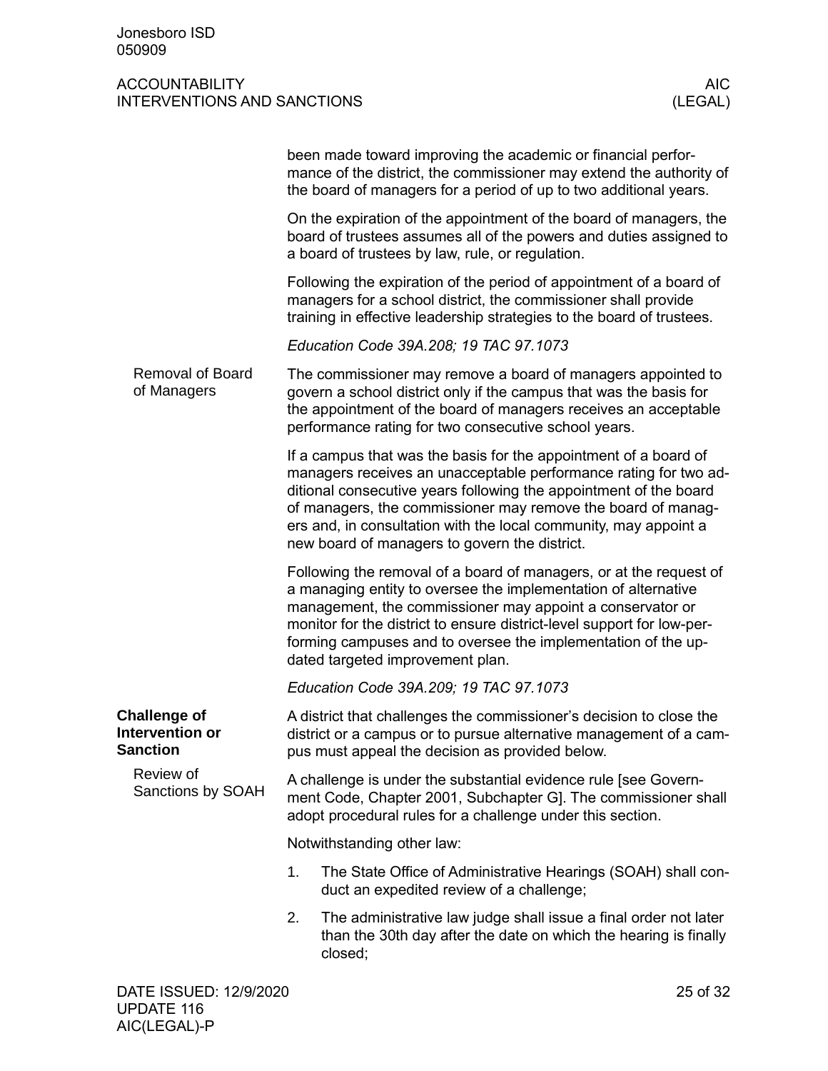been made toward improving the academic or financial performance of the district, the commissioner may extend the authority of the board of managers for a period of up to two additional years.

On the expiration of the appointment of the board of managers, the board of trustees assumes all of the powers and duties assigned to a board of trustees by law, rule, or regulation.

Following the expiration of the period of appointment of a board of managers for a school district, the commissioner shall provide training in effective leadership strategies to the board of trustees.

*Education Code 39A.208; 19 TAC 97.1073*

### Removal of Board of Managers

The commissioner may remove a board of managers appointed to govern a school district only if the campus that was the basis for the appointment of the board of managers receives an acceptable performance rating for two consecutive school years.

If a campus that was the basis for the appointment of a board of managers receives an unacceptable performance rating for two additional consecutive years following the appointment of the board of managers, the commissioner may remove the board of managers and, in consultation with the local community, may appoint a new board of managers to govern the district.

Following the removal of a board of managers, or at the request of a managing entity to oversee the implementation of alternative management, the commissioner may appoint a conservator or monitor for the district to ensure district-level support for low-performing campuses and to oversee the implementation of the updated targeted improvement plan.

*Education Code 39A.209; 19 TAC 97.1073*

## Challenge of Intervention or Sanction

A district that challenges the commissioner's decision to close the district or a campus or to pursue alternative management of a campus must appeal the decision as provided below.

### Review of Sanctions by SOAH

A challenge is under the substantial evidence rule [see Government Code, Chapter 2001, Subchapter G]. The commissioner shall adopt procedural rules for a challenge under this section.

Notwithstanding other law:

1. The State Office of Administrative Hearings (SOAH) shall conduct an expedited review of a challenge;
2. The administrative law judge shall issue a final order not later than the 30th day after the date on which the hearing is finally closed;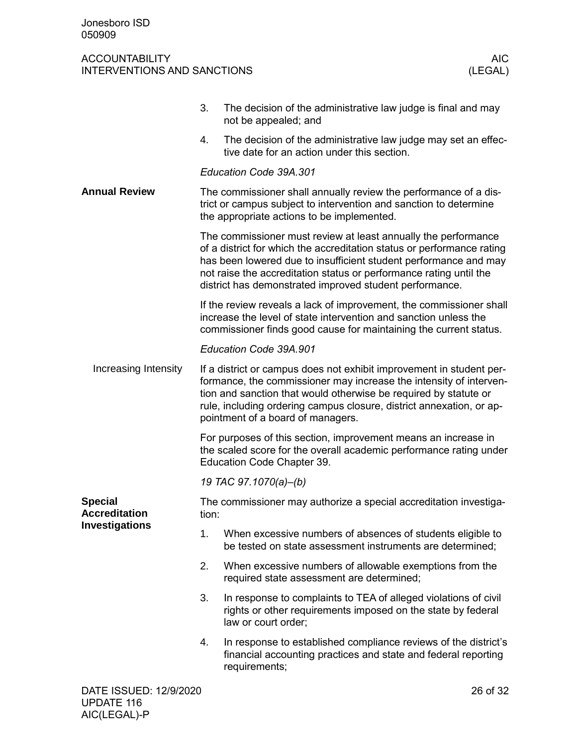3. The decision of the administrative law judge is final and may not be appealed; and
4. The decision of the administrative law judge may set an effective date for an action under this section.

*Education Code 39A.301*

## Annual Review

The commissioner shall annually review the performance of a district or campus subject to intervention and sanction to determine the appropriate actions to be implemented.

The commissioner must review at least annually the performance of a district for which the accreditation status or performance rating has been lowered due to insufficient student performance and may not raise the accreditation status or performance rating until the district has demonstrated improved student performance.

If the review reveals a lack of improvement, the commissioner shall increase the level of state intervention and sanction unless the commissioner finds good cause for maintaining the current status.

*Education Code 39A.901*

### Increasing Intensity

If a district or campus does not exhibit improvement in student performance, the commissioner may increase the intensity of intervention and sanction that would otherwise be required by statute or rule, including ordering campus closure, district annexation, or appointment of a board of managers.

For purposes of this section, improvement means an increase in the scaled score for the overall academic performance rating under Education Code Chapter 39.

*19 TAC 97.1070(a)–(b)*

## Special Accreditation Investigations

The commissioner may authorize a special accreditation investigation:

1. When excessive numbers of absences of students eligible to be tested on state assessment instruments are determined;
2. When excessive numbers of allowable exemptions from the required state assessment are determined;
3. In response to complaints to TEA of alleged violations of civil rights or other requirements imposed on the state by federal law or court order;
4. In response to established compliance reviews of the district's financial accounting practices and state and federal reporting requirements;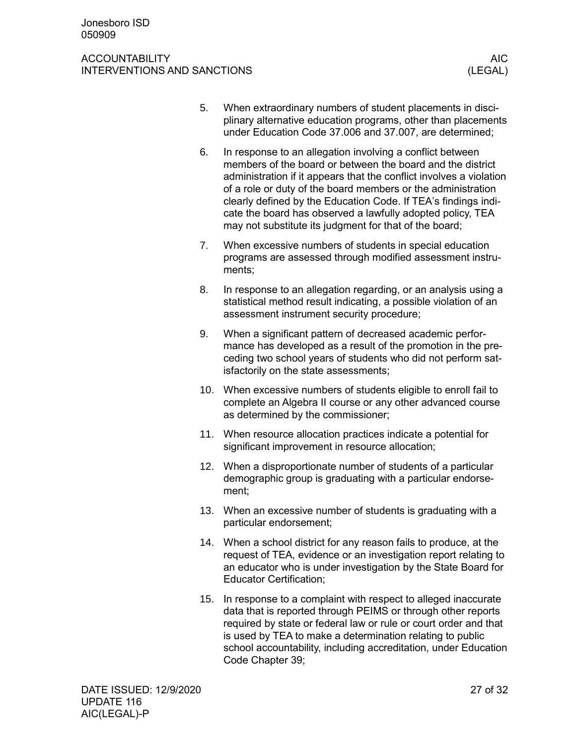5. When extraordinary numbers of student placements in disciplinary alternative education programs, other than placements under Education Code 37.006 and 37.007, are determined;
6. In response to an allegation involving a conflict between members of the board or between the board and the district administration if it appears that the conflict involves a violation of a role or duty of the board members or the administration clearly defined by the Education Code. If TEA's findings indicate the board has observed a lawfully adopted policy, TEA may not substitute its judgment for that of the board;
7. When excessive numbers of students in special education programs are assessed through modified assessment instruments;
8. In response to an allegation regarding, or an analysis using a statistical method result indicating, a possible violation of an assessment instrument security procedure;
9. When a significant pattern of decreased academic performance has developed as a result of the promotion in the preceding two school years of students who did not perform satisfactorily on the state assessments;
10. When excessive numbers of students eligible to enroll fail to complete an Algebra II course or any other advanced course as determined by the commissioner;
11. When resource allocation practices indicate a potential for significant improvement in resource allocation;
12. When a disproportionate number of students of a particular demographic group is graduating with a particular endorsement;
13. When an excessive number of students is graduating with a particular endorsement;
14. When a school district for any reason fails to produce, at the request of TEA, evidence or an investigation report relating to an educator who is under investigation by the State Board for Educator Certification;
15. In response to a complaint with respect to alleged inaccurate data that is reported through PEIMS or through other reports required by state or federal law or rule or court order and that is used by TEA to make a determination relating to public school accountability, including accreditation, under Education Code Chapter 39;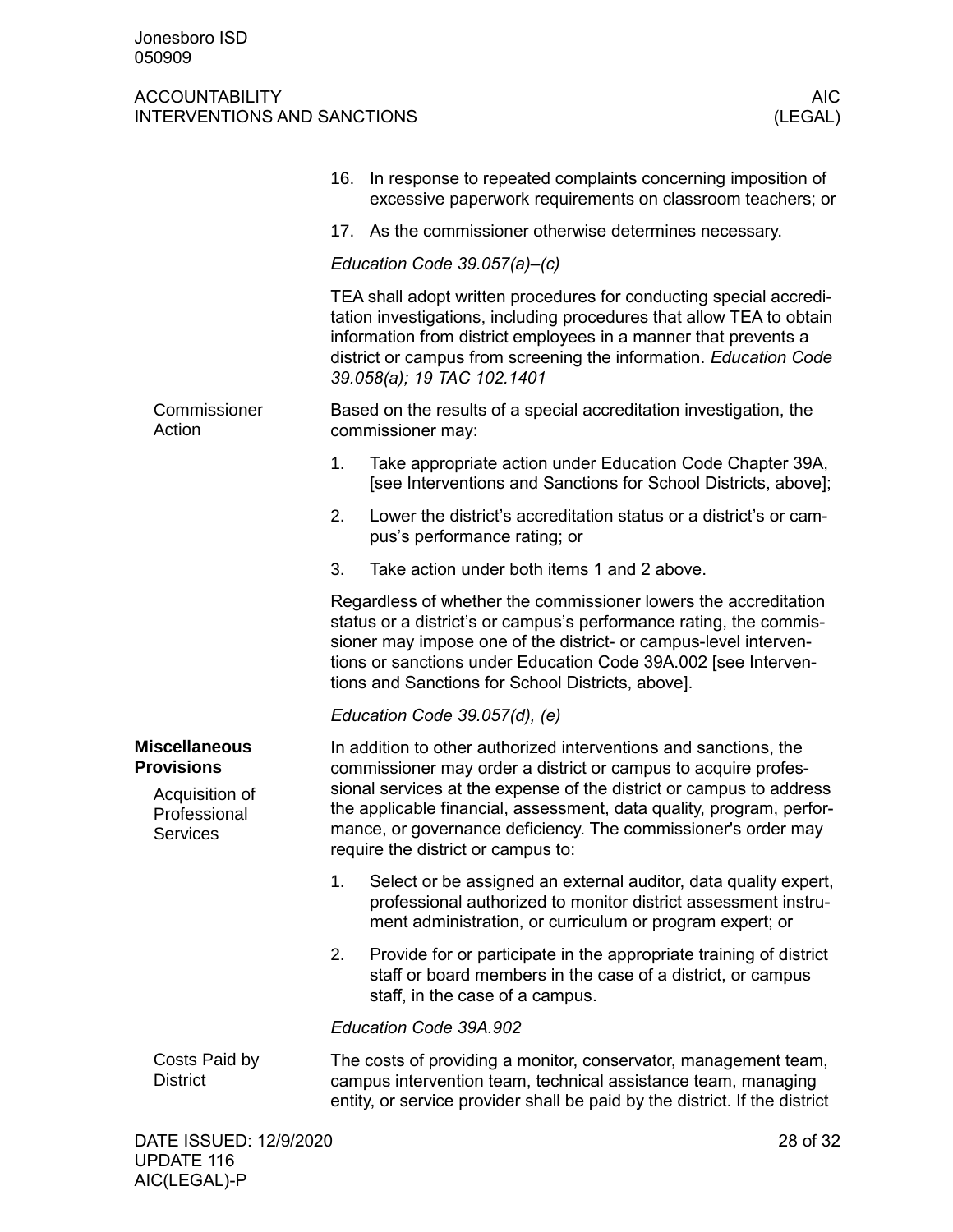16. In response to repeated complaints concerning imposition of excessive paperwork requirements on classroom teachers; or
17. As the commissioner otherwise determines necessary.

*Education Code 39.057(a)–(c)*

TEA shall adopt written procedures for conducting special accreditation investigations, including procedures that allow TEA to obtain information from district employees in a manner that prevents a district or campus from screening the information. *Education Code 39.058(a); 19 TAC 102.1401*

### Commissioner Action

Based on the results of a special accreditation investigation, the commissioner may:

1. Take appropriate action under Education Code Chapter 39A, [see Interventions and Sanctions for School Districts, above];
2. Lower the district's accreditation status or a district's or campus's performance rating; or
3. Take action under both items 1 and 2 above.

Regardless of whether the commissioner lowers the accreditation status or a district's or campus's performance rating, the commissioner may impose one of the district- or campus-level interventions or sanctions under Education Code 39A.002 [see Interventions and Sanctions for School Districts, above].

*Education Code 39.057(d), (e)*

## Miscellaneous Provisions

### Acquisition of Professional Services

In addition to other authorized interventions and sanctions, the commissioner may order a district or campus to acquire professional services at the expense of the district or campus to address the applicable financial, assessment, data quality, program, performance, or governance deficiency. The commissioner's order may require the district or campus to:

1. Select or be assigned an external auditor, data quality expert, professional authorized to monitor district assessment instrument administration, or curriculum or program expert; or
2. Provide for or participate in the appropriate training of district staff or board members in the case of a district, or campus staff, in the case of a campus.

*Education Code 39A.902*

### Costs Paid by District

The costs of providing a monitor, conservator, management team, campus intervention team, technical assistance team, managing entity, or service provider shall be paid by the district. If the district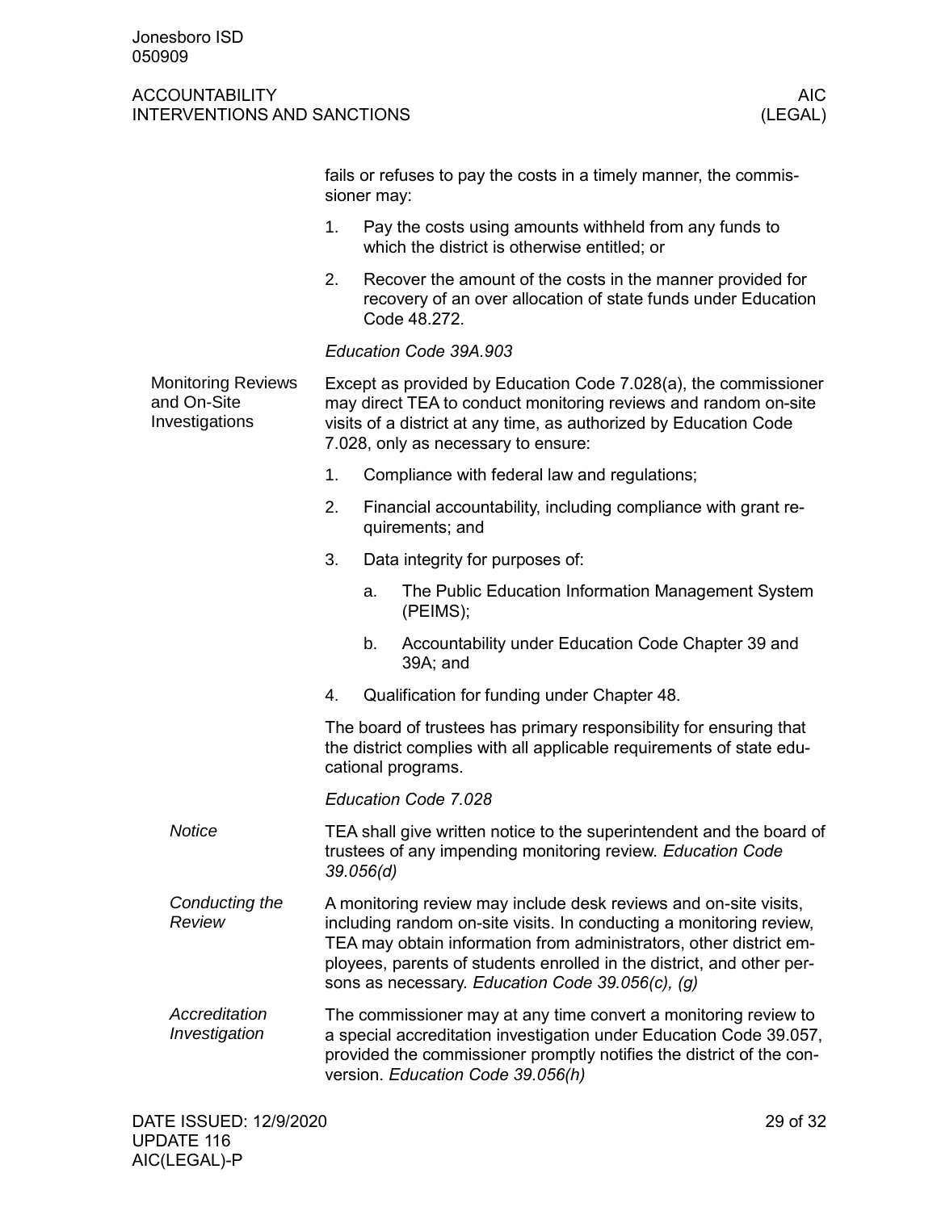fails or refuses to pay the costs in a timely manner, the commissioner may:

1. Pay the costs using amounts withheld from any funds to which the district is otherwise entitled; or
2. Recover the amount of the costs in the manner provided for recovery of an over allocation of state funds under Education Code 48.272.

*Education Code 39A.903*

## Monitoring Reviews and On-Site Investigations

Except as provided by Education Code 7.028(a), the commissioner may direct TEA to conduct monitoring reviews and random on-site visits of a district at any time, as authorized by Education Code 7.028, only as necessary to ensure:

1. Compliance with federal law and regulations;
2. Financial accountability, including compliance with grant requirements; and
3. Data integrity for purposes of:
   a. The Public Education Information Management System (PEIMS);
   b. Accountability under Education Code Chapter 39 and 39A; and
4. Qualification for funding under Chapter 48.

The board of trustees has primary responsibility for ensuring that the district complies with all applicable requirements of state educational programs.

*Education Code 7.028*

### *Notice*

TEA shall give written notice to the superintendent and the board of trustees of any impending monitoring review. *Education Code 39.056(d)*

### *Conducting the Review*

A monitoring review may include desk reviews and on-site visits, including random on-site visits. In conducting a monitoring review, TEA may obtain information from administrators, other district employees, parents of students enrolled in the district, and other persons as necessary. *Education Code 39.056(c), (g)*

### *Accreditation Investigation*

The commissioner may at any time convert a monitoring review to a special accreditation investigation under Education Code 39.057, provided the commissioner promptly notifies the district of the conversion. *Education Code 39.056(h)*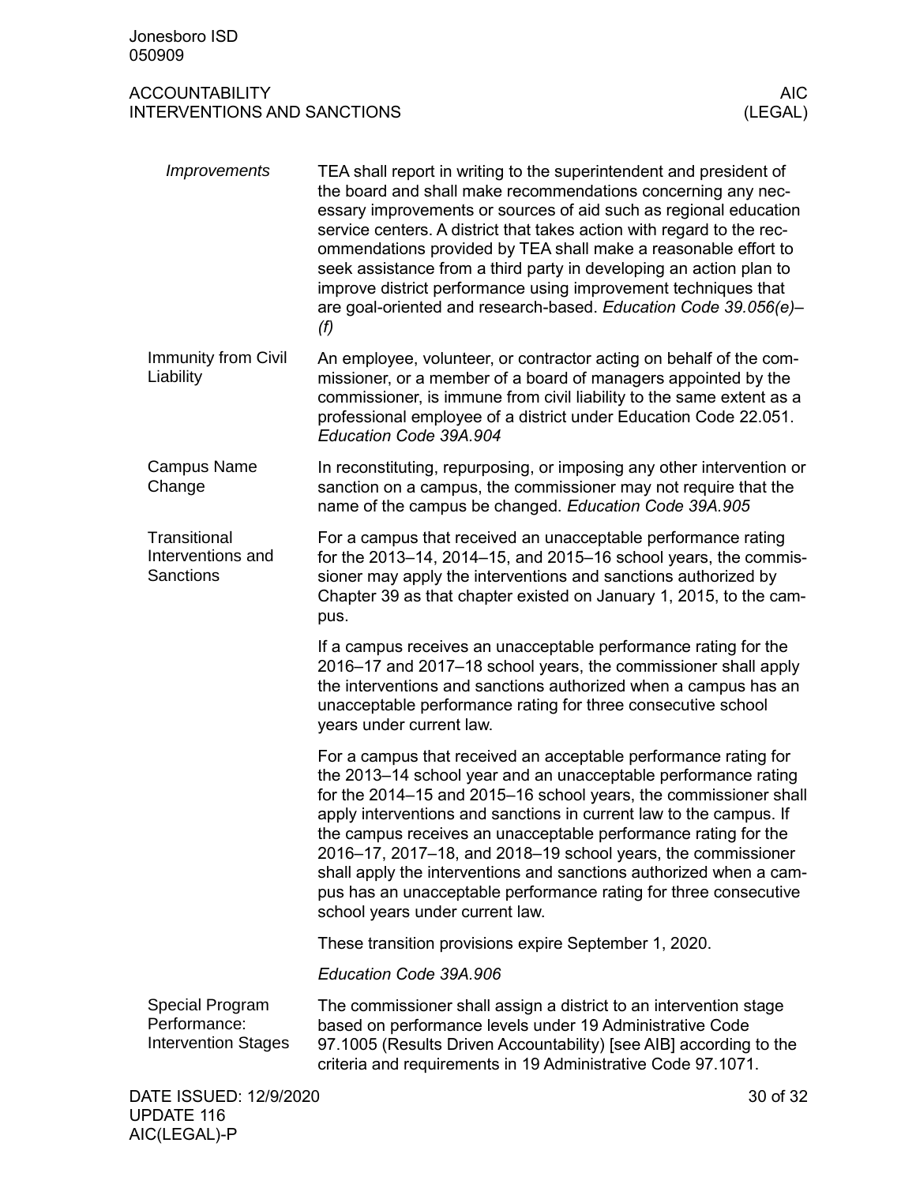*Improvements*

TEA shall report in writing to the superintendent and president of the board and shall make recommendations concerning any necessary improvements or sources of aid such as regional education service centers. A district that takes action with regard to the recommendations provided by TEA shall make a reasonable effort to seek assistance from a third party in developing an action plan to improve district performance using improvement techniques that are goal-oriented and research-based. *Education Code 39.056(e)–(f)*

## Immunity from Civil Liability

An employee, volunteer, or contractor acting on behalf of the commissioner, or a member of a board of managers appointed by the commissioner, is immune from civil liability to the same extent as a professional employee of a district under Education Code 22.051. *Education Code 39A.904*

## Campus Name Change

In reconstituting, repurposing, or imposing any other intervention or sanction on a campus, the commissioner may not require that the name of the campus be changed. *Education Code 39A.905*

## Transitional Interventions and Sanctions

For a campus that received an unacceptable performance rating for the 2013–14, 2014–15, and 2015–16 school years, the commissioner may apply the interventions and sanctions authorized by Chapter 39 as that chapter existed on January 1, 2015, to the campus.

If a campus receives an unacceptable performance rating for the 2016–17 and 2017–18 school years, the commissioner shall apply the interventions and sanctions authorized when a campus has an unacceptable performance rating for three consecutive school years under current law.

For a campus that received an acceptable performance rating for the 2013–14 school year and an unacceptable performance rating for the 2014–15 and 2015–16 school years, the commissioner shall apply interventions and sanctions in current law to the campus. If the campus receives an unacceptable performance rating for the 2016–17, 2017–18, and 2018–19 school years, the commissioner shall apply the interventions and sanctions authorized when a campus has an unacceptable performance rating for three consecutive school years under current law.

These transition provisions expire September 1, 2020.

*Education Code 39A.906*

## Special Program Performance: Intervention Stages

The commissioner shall assign a district to an intervention stage based on performance levels under 19 Administrative Code 97.1005 (Results Driven Accountability) [see AIB] according to the criteria and requirements in 19 Administrative Code 97.1071.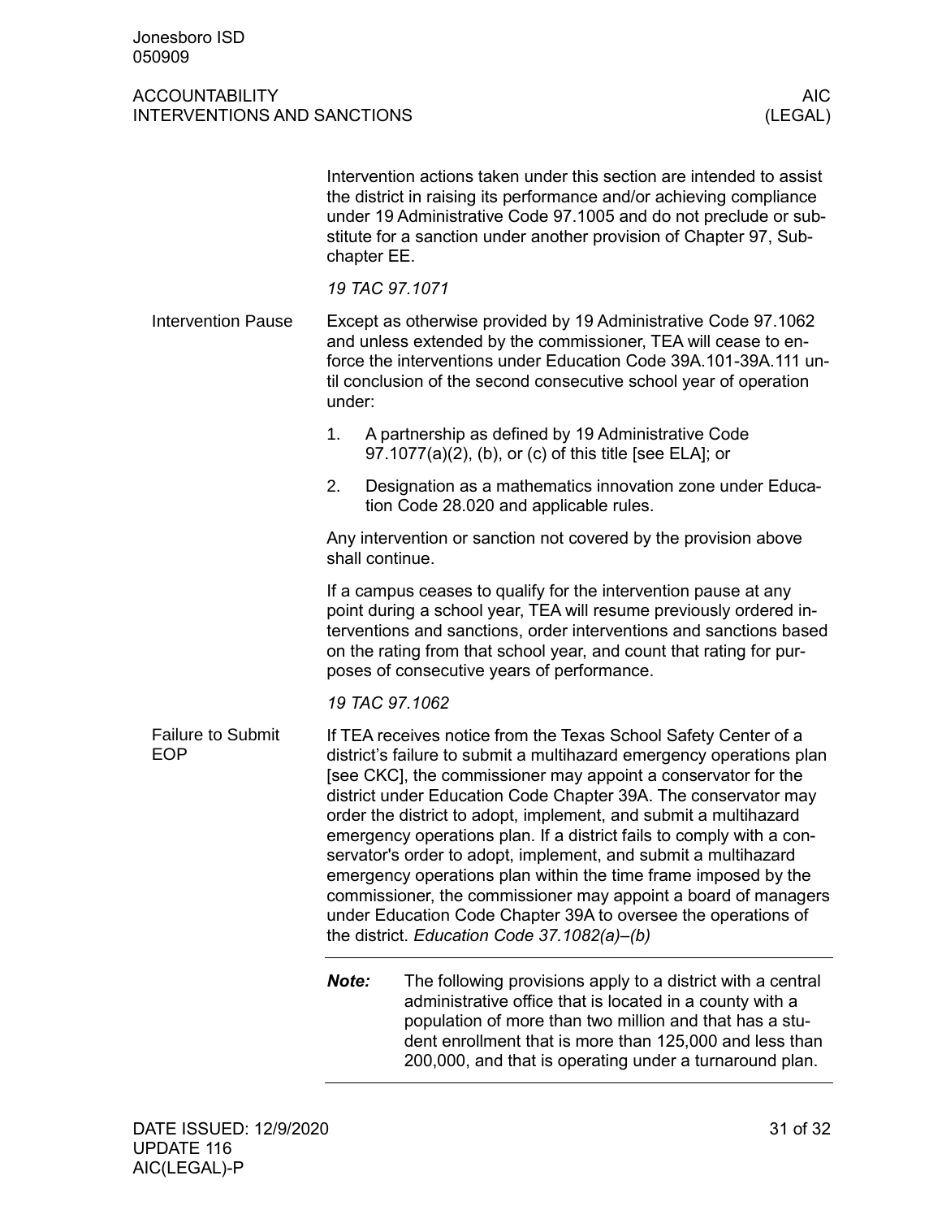Intervention actions taken under this section are intended to assist the district in raising its performance and/or achieving compliance under 19 Administrative Code 97.1005 and do not preclude or substitute for a sanction under another provision of Chapter 97, Subchapter EE.

*19 TAC 97.1071*

## Intervention Pause

Except as otherwise provided by 19 Administrative Code 97.1062 and unless extended by the commissioner, TEA will cease to enforce the interventions under Education Code 39A.101-39A.111 until conclusion of the second consecutive school year of operation under:

1. A partnership as defined by 19 Administrative Code 97.1077(a)(2), (b), or (c) of this title [see ELA]; or
2. Designation as a mathematics innovation zone under Education Code 28.020 and applicable rules.

Any intervention or sanction not covered by the provision above shall continue.

If a campus ceases to qualify for the intervention pause at any point during a school year, TEA will resume previously ordered interventions and sanctions, order interventions and sanctions based on the rating from that school year, and count that rating for purposes of consecutive years of performance.

*19 TAC 97.1062*

## Failure to Submit EOP

If TEA receives notice from the Texas School Safety Center of a district's failure to submit a multihazard emergency operations plan [see CKC], the commissioner may appoint a conservator for the district under Education Code Chapter 39A. The conservator may order the district to adopt, implement, and submit a multihazard emergency operations plan. If a district fails to comply with a conservator's order to adopt, implement, and submit a multihazard emergency operations plan within the time frame imposed by the commissioner, the commissioner may appoint a board of managers under Education Code Chapter 39A to oversee the operations of the district. *Education Code 37.1082(a)–(b)*

**Note:** The following provisions apply to a district with a central administrative office that is located in a county with a population of more than two million and that has a student enrollment that is more than 125,000 and less than 200,000, and that is operating under a turnaround plan.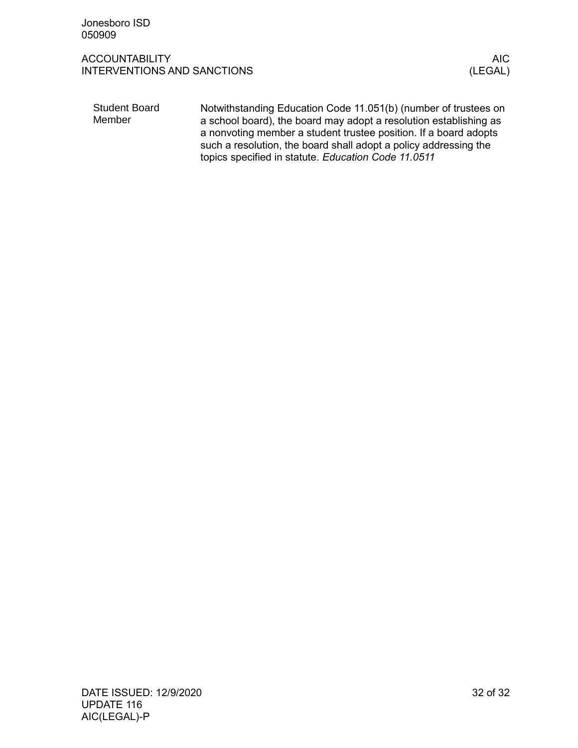## Student Board Member

Notwithstanding Education Code 11.051(b) (number of trustees on a school board), the board may adopt a resolution establishing as a nonvoting member a student trustee position. If a board adopts such a resolution, the board shall adopt a policy addressing the topics specified in statute. *Education Code 11.0511*